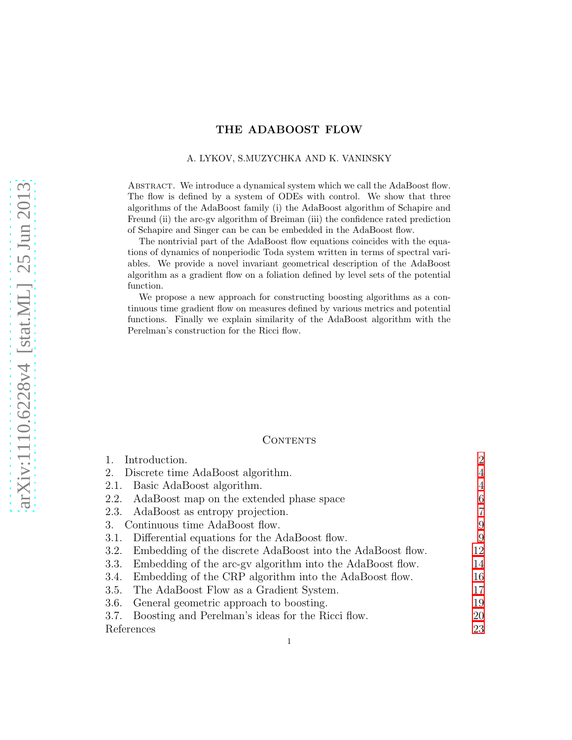# THE ADABOOST FLOW

A. LYKOV, S.MUZYCHKA AND K. VANINSKY

Abstract. We introduce a dynamical system which we call the AdaBoost flow. The flow is defined by a system of ODEs with control. We show that three algorithms of the AdaBoost family (i) the AdaBoost algorithm of Schapire and Freund (ii) the arc-gv algorithm of Breiman (iii) the confidence rated prediction of Schapire and Singer can be can be embedded in the AdaBoost flow.

The nontrivial part of the AdaBoost flow equations coincides with the equations of dynamics of nonperiodic Toda system written in terms of spectral variables. We provide a novel invariant geometrical description of the AdaBoost algorithm as a gradient flow on a foliation defined by level sets of the potential function.

We propose a new approach for constructing boosting algorithms as a continuous time gradient flow on measures defined by various metrics and potential functions. Finally we explain similarity of the AdaBoost algorithm with the Perelman's construction for the Ricci flow.

## Contents

| | |
|---|---|
| 1. Introduction. | 2 |
| 2. Discrete time AdaBoost algorithm. | 4 |
| 2.1. Basic AdaBoost algorithm. | 4 |
| 2.2. AdaBoost map on the extended phase space | 6 |
| 2.3. AdaBoost as entropy projection. | 7 |
| 3. Continuous time AdaBoost flow. | 9 |
| 3.1. Differential equations for the AdaBoost flow. | 9 |
| 3.2. Embedding of the discrete AdaBoost into the AdaBoost flow. | 12 |
| 3.3. Embedding of the arc-gv algorithm into the AdaBoost flow. | 14 |
| 3.4. Embedding of the CRP algorithm into the AdaBoost flow. | 16 |
| 3.5. The AdaBoost Flow as a Gradient System. | 17 |
| 3.6. General geometric approach to boosting. | 19 |
| 3.7. Boosting and Perelman's ideas for the Ricci flow. | 20 |
| References | 23 |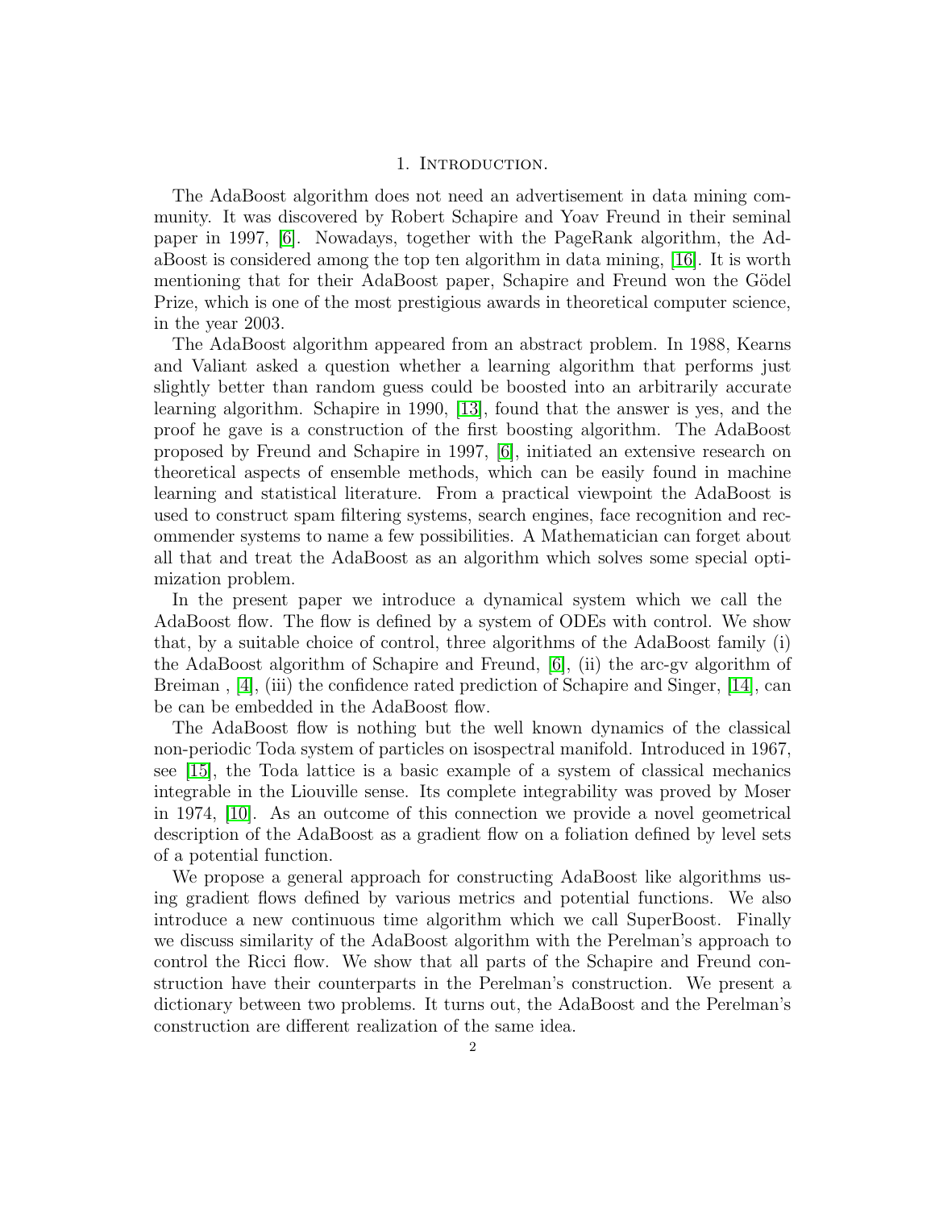# 1. Introduction.

The AdaBoost algorithm does not need an advertisement in data mining community. It was discovered by Robert Schapire and Yoav Freund in their seminal paper in 1997, [6]. Nowadays, together with the PageRank algorithm, the AdaBoost is considered among the top ten algorithm in data mining, [16]. It is worth mentioning that for their AdaBoost paper, Schapire and Freund won the Gödel Prize, which is one of the most prestigious awards in theoretical computer science, in the year 2003.

The AdaBoost algorithm appeared from an abstract problem. In 1988, Kearns and Valiant asked a question whether a learning algorithm that performs just slightly better than random guess could be boosted into an arbitrarily accurate learning algorithm. Schapire in 1990, [13], found that the answer is yes, and the proof he gave is a construction of the first boosting algorithm. The AdaBoost proposed by Freund and Schapire in 1997, [6], initiated an extensive research on theoretical aspects of ensemble methods, which can be easily found in machine learning and statistical literature. From a practical viewpoint the AdaBoost is used to construct spam filtering systems, search engines, face recognition and recommender systems to name a few possibilities. A Mathematician can forget about all that and treat the AdaBoost as an algorithm which solves some special optimization problem.

In the present paper we introduce a dynamical system which we call the AdaBoost flow. The flow is defined by a system of ODEs with control. We show that, by a suitable choice of control, three algorithms of the AdaBoost family (i) the AdaBoost algorithm of Schapire and Freund, [6], (ii) the arc-gv algorithm of Breiman , [4], (iii) the confidence rated prediction of Schapire and Singer, [14], can be can be embedded in the AdaBoost flow.

The AdaBoost flow is nothing but the well known dynamics of the classical non-periodic Toda system of particles on isospectral manifold. Introduced in 1967, see [15], the Toda lattice is a basic example of a system of classical mechanics integrable in the Liouville sense. Its complete integrability was proved by Moser in 1974, [10]. As an outcome of this connection we provide a novel geometrical description of the AdaBoost as a gradient flow on a foliation defined by level sets of a potential function.

We propose a general approach for constructing AdaBoost like algorithms using gradient flows defined by various metrics and potential functions. We also introduce a new continuous time algorithm which we call SuperBoost. Finally we discuss similarity of the AdaBoost algorithm with the Perelman's approach to control the Ricci flow. We show that all parts of the Schapire and Freund construction have their counterparts in the Perelman's construction. We present a dictionary between two problems. It turns out, the AdaBoost and the Perelman's construction are different realization of the same idea.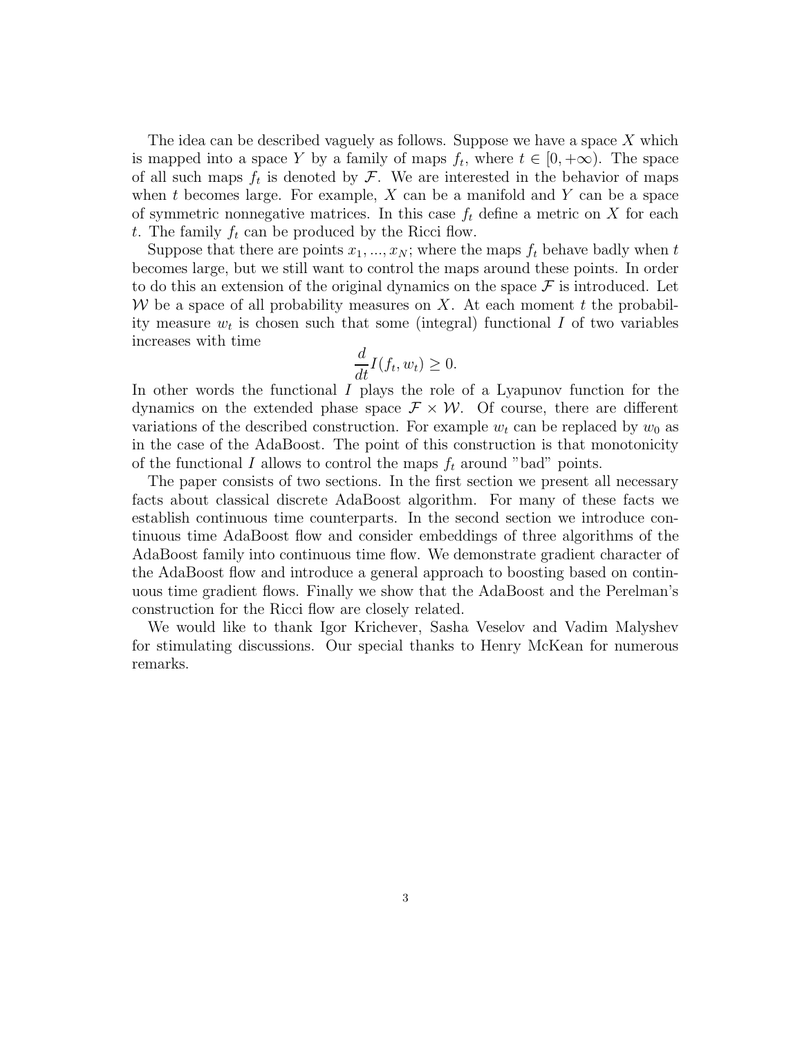The idea can be described vaguely as follows. Suppose we have a space $X$ which is mapped into a space $Y$ by a family of maps $f_t$, where $t \in [0, +\infty)$. The space of all such maps $f_t$ is denoted by $\mathcal{F}$. We are interested in the behavior of maps when $t$ becomes large. For example, $X$ can be a manifold and $Y$ can be a space of symmetric nonnegative matrices. In this case $f_t$ define a metric on $X$ for each $t$. The family $f_t$ can be produced by the Ricci flow.

Suppose that there are points $x_1, ..., x_N$; where the maps $f_t$ behave badly when $t$ becomes large, but we still want to control the maps around these points. In order to do this an extension of the original dynamics on the space $\mathcal{F}$ is introduced. Let $\mathcal{W}$ be a space of all probability measures on $X$. At each moment $t$ the probability measure $w_t$ is chosen such that some (integral) functional $I$ of two variables increases with time

$$\frac{d}{dt} I(f_t, w_t) \geq 0.$$

In other words the functional $I$ plays the role of a Lyapunov function for the dynamics on the extended phase space $\mathcal{F} \times \mathcal{W}$. Of course, there are different variations of the described construction. For example $w_t$ can be replaced by $w_0$ as in the case of the AdaBoost. The point of this construction is that monotonicity of the functional $I$ allows to control the maps $f_t$ around "bad" points.

The paper consists of two sections. In the first section we present all necessary facts about classical discrete AdaBoost algorithm. For many of these facts we establish continuous time counterparts. In the second section we introduce continuous time AdaBoost flow and consider embeddings of three algorithms of the AdaBoost family into continuous time flow. We demonstrate gradient character of the AdaBoost flow and introduce a general approach to boosting based on continuous time gradient flows. Finally we show that the AdaBoost and the Perelman's construction for the Ricci flow are closely related.

We would like to thank Igor Krichever, Sasha Veselov and Vadim Malyshev for stimulating discussions. Our special thanks to Henry McKean for numerous remarks.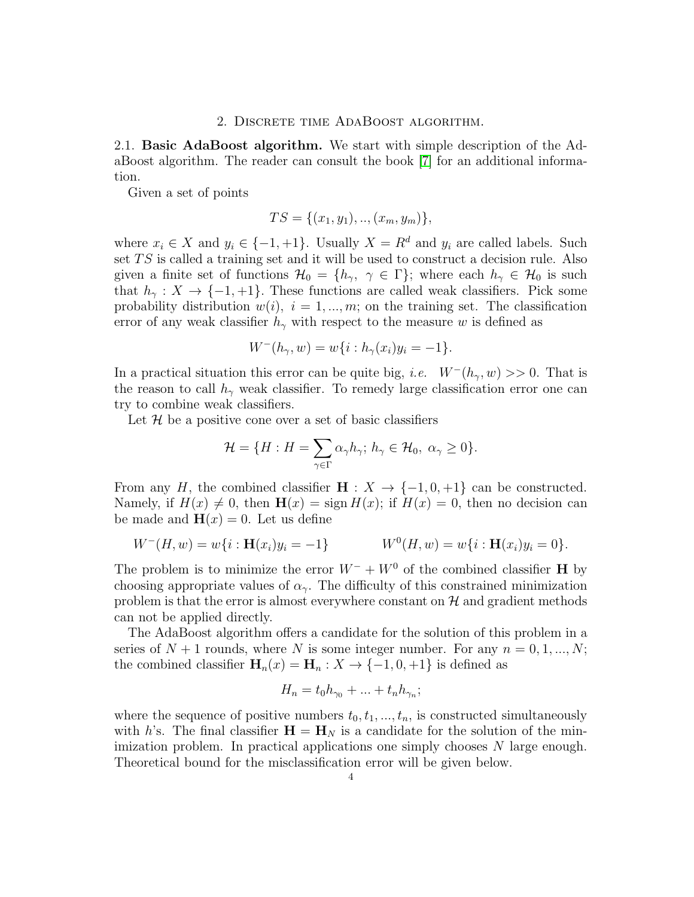## 2. Discrete time AdaBoost algorithm.

2.1. **Basic AdaBoost algorithm.** We start with simple description of the AdaBoost algorithm. The reader can consult the book [7] for an additional information.

Given a set of points

$$TS = \{(x_1, y_1), .., (x_m, y_m)\},$$

where $x_i \in X$ and $y_i \in \{-1, +1\}$. Usually $X = R^d$ and $y_i$ are called labels. Such set $TS$ is called a training set and it will be used to construct a decision rule. Also given a finite set of functions $\mathcal{H}_0 = \{h_\gamma,\ \gamma \in \Gamma\}$; where each $h_\gamma \in \mathcal{H}_0$ is such that $h_\gamma : X \to \{-1, +1\}$. These functions are called weak classifiers. Pick some probability distribution $w(i),\ i = 1, ..., m$; on the training set. The classification error of any weak classifier $h_\gamma$ with respect to the measure $w$ is defined as

$$W^-(h_\gamma, w) = w\{i : h_\gamma(x_i)y_i = -1\}.$$

In a practical situation this error can be quite big, *i.e.* $W^-(h_\gamma, w) >> 0$. That is the reason to call $h_\gamma$ weak classifier. To remedy large classification error one can try to combine weak classifiers.

Let $\mathcal{H}$ be a positive cone over a set of basic classifiers

$$\mathcal{H} = \{H : H = \sum_{\gamma \in \Gamma} \alpha_\gamma h_\gamma;\ h_\gamma \in \mathcal{H}_0,\ \alpha_\gamma \geq 0\}.$$

From any $H$, the combined classifier $\mathbf{H} : X \to \{-1, 0, +1\}$ can be constructed. Namely, if $H(x) \neq 0$, then $\mathbf{H}(x) = \operatorname{sign} H(x)$; if $H(x) = 0$, then no decision can be made and $\mathbf{H}(x) = 0$. Let us define

$$W^-(H, w) = w\{i : \mathbf{H}(x_i)y_i = -1\} \qquad\qquad W^0(H, w) = w\{i : \mathbf{H}(x_i)y_i = 0\}.$$

The problem is to minimize the error $W^- + W^0$ of the combined classifier $\mathbf{H}$ by choosing appropriate values of $\alpha_\gamma$. The difficulty of this constrained minimization problem is that the error is almost everywhere constant on $\mathcal{H}$ and gradient methods can not be applied directly.

The AdaBoost algorithm offers a candidate for the solution of this problem in a series of $N + 1$ rounds, where $N$ is some integer number. For any $n = 0, 1, ..., N$; the combined classifier $\mathbf{H}_n(x) = \mathbf{H}_n : X \to \{-1, 0, +1\}$ is defined as

$$H_n = t_0 h_{\gamma_0} + ... + t_n h_{\gamma_n};$$

where the sequence of positive numbers $t_0, t_1, ..., t_n$, is constructed simultaneously with $h$'s. The final classifier $\mathbf{H} = \mathbf{H}_N$ is a candidate for the solution of the minimization problem. In practical applications one simply chooses $N$ large enough. Theoretical bound for the misclassification error will be given below.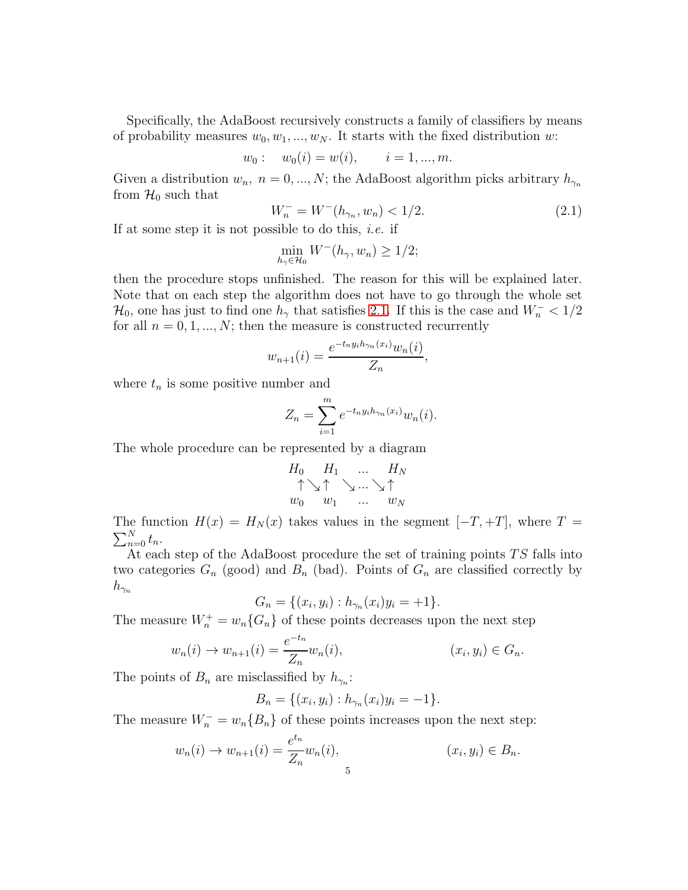Specifically, the AdaBoost recursively constructs a family of classifiers by means of probability measures $w_0, w_1, ..., w_N$. It starts with the fixed distribution $w$:

$$w_0 : \quad w_0(i) = w(i), \qquad i = 1, ..., m.$$

Given a distribution $w_n,\ n = 0, ..., N$; the AdaBoost algorithm picks arbitrary $h_{\gamma_n}$ from $\mathcal{H}_0$ such that

$$W_n^- = W^-(h_{\gamma_n}, w_n) < 1/2. \tag{2.1}$$

If at some step it is not possible to do this, *i.e.* if

$$\min_{h_\gamma \in \mathcal{H}_0} W^-(h_\gamma, w_n) \geq 1/2;$$

then the procedure stops unfinished. The reason for this will be explained later. Note that on each step the algorithm does not have to go through the whole set $\mathcal{H}_0$, one has just to find one $h_\gamma$ that satisfies 2.1. If this is the case and $W_n^- < 1/2$ for all $n = 0, 1, ..., N$; then the measure is constructed recurrently

$$w_{n+1}(i) = \frac{e^{-t_n y_i h_{\gamma_n}(x_i)} w_n(i)}{Z_n},$$

where $t_n$ is some positive number and

$$Z_n = \sum_{i=1}^{m} e^{-t_n y_i h_{\gamma_n}(x_i)} w_n(i).$$

The whole procedure can be represented by a diagram

$$\begin{array}{ccccccc} H_0 & & H_1 & & ... & & H_N \\ \uparrow & \searrow & \uparrow & \searrow & ... & \searrow & \uparrow \\ w_0 & & w_1 & & ... & & w_N \end{array}$$

The function $H(x) = H_N(x)$ takes values in the segment $[-T, +T]$, where $T = \sum_{n=0}^{N} t_n$.

At each step of the AdaBoost procedure the set of training points $TS$ falls into two categories $G_n$ (good) and $B_n$ (bad). Points of $G_n$ are classified correctly by $h_{\gamma_n}$

$$G_n = \{(x_i, y_i) : h_{\gamma_n}(x_i) y_i = +1\}.$$

The measure $W_n^+ = w_n\{G_n\}$ of these points decreases upon the next step

$$w_n(i) \to w_{n+1}(i) = \frac{e^{-t_n}}{Z_n} w_n(i), \qquad (x_i, y_i) \in G_n.$$

The points of $B_n$ are misclassified by $h_{\gamma_n}$:

$$B_n = \{(x_i, y_i) : h_{\gamma_n}(x_i) y_i = -1\}.$$

The measure $W_n^- = w_n\{B_n\}$ of these points increases upon the next step:

$$w_n(i) \to w_{n+1}(i) = \frac{e^{t_n}}{Z_n} w_n(i), \qquad (x_i, y_i) \in B_n.$$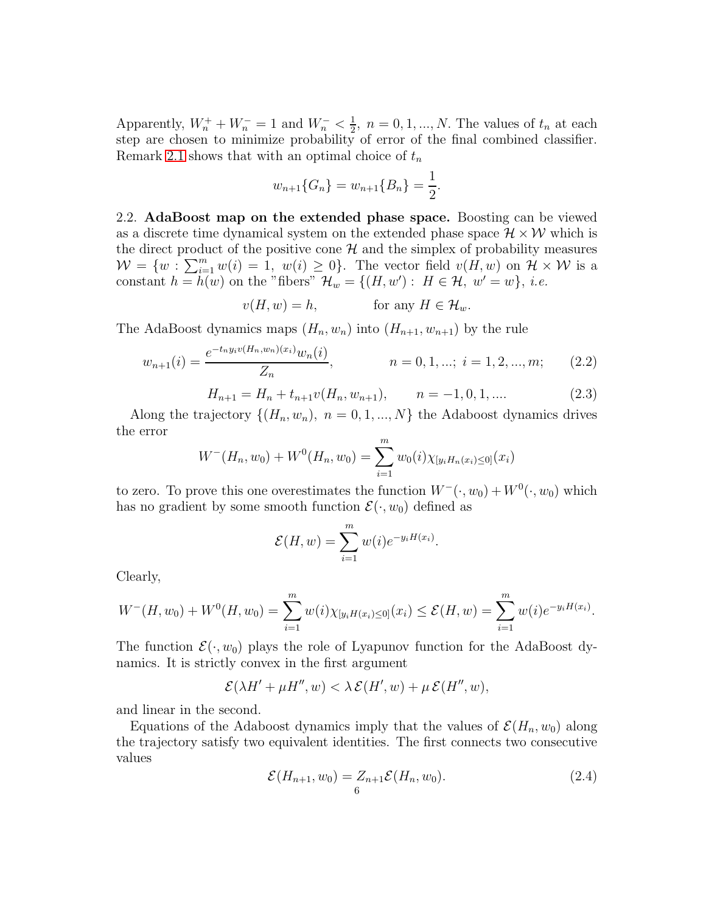Apparently, $W_n^+ + W_n^- = 1$ and $W_n^- < \frac{1}{2},\ n = 0, 1, ..., N$. The values of $t_n$ at each step are chosen to minimize probability of error of the final combined classifier. Remark 2.1 shows that with an optimal choice of $t_n$

$$w_{n+1}\{G_n\} = w_{n+1}\{B_n\} = \frac{1}{2}.$$

2.2. **AdaBoost map on the extended phase space.** Boosting can be viewed as a discrete time dynamical system on the extended phase space $\mathcal{H} \times \mathcal{W}$ which is the direct product of the positive cone $\mathcal{H}$ and the simplex of probability measures $\mathcal{W} = \{w : \sum_{i=1}^m w(i) = 1,\ w(i) \geq 0\}$. The vector field $v(H, w)$ on $\mathcal{H} \times \mathcal{W}$ is a constant $h = h(w)$ on the "fibers" $\mathcal{H}_w = \{(H, w') :\ H \in \mathcal{H},\ w' = w\}$, *i.e.*

$$v(H, w) = h, \qquad\qquad \text{for any } H \in \mathcal{H}_w.$$

The AdaBoost dynamics maps $(H_n, w_n)$ into $(H_{n+1}, w_{n+1})$ by the rule

$$w_{n+1}(i) = \frac{e^{-t_n y_i v(H_n, w_n)(x_i)} w_n(i)}{Z_n}, \qquad\qquad n = 0, 1, ...;\ i = 1, 2, ..., m; \qquad (2.2)$$

$$H_{n+1} = H_n + t_{n+1} v(H_n, w_{n+1}), \qquad n = -1, 0, 1, .... \qquad (2.3)$$

Along the trajectory $\{(H_n, w_n),\ n = 0, 1, ..., N\}$ the Adaboost dynamics drives the error

$$W^-(H_n, w_0) + W^0(H_n, w_0) = \sum_{i=1}^m w_0(i)\chi_{[y_i H_n(x_i) \leq 0]}(x_i)$$

to zero. To prove this one overestimates the function $W^-(\cdot, w_0) + W^0(\cdot, w_0)$ which has no gradient by some smooth function $\mathcal{E}(\cdot, w_0)$ defined as

$$\mathcal{E}(H, w) = \sum_{i=1}^m w(i) e^{-y_i H(x_i)}.$$

Clearly,

$$W^-(H, w_0) + W^0(H, w_0) = \sum_{i=1}^m w(i)\chi_{[y_i H(x_i) \leq 0]}(x_i) \leq \mathcal{E}(H, w) = \sum_{i=1}^m w(i) e^{-y_i H(x_i)}.$$

The function $\mathcal{E}(\cdot, w_0)$ plays the role of Lyapunov function for the AdaBoost dynamics. It is strictly convex in the first argument

$$\mathcal{E}(\lambda H' + \mu H'', w) < \lambda\, \mathcal{E}(H', w) + \mu\, \mathcal{E}(H'', w),$$

and linear in the second.

Equations of the Adaboost dynamics imply that the values of $\mathcal{E}(H_n, w_0)$ along the trajectory satisfy two equivalent identities. The first connects two consecutive values

$$\mathcal{E}(H_{n+1}, w_0) = Z_{n+1}\mathcal{E}(H_n, w_0). \qquad (2.4)$$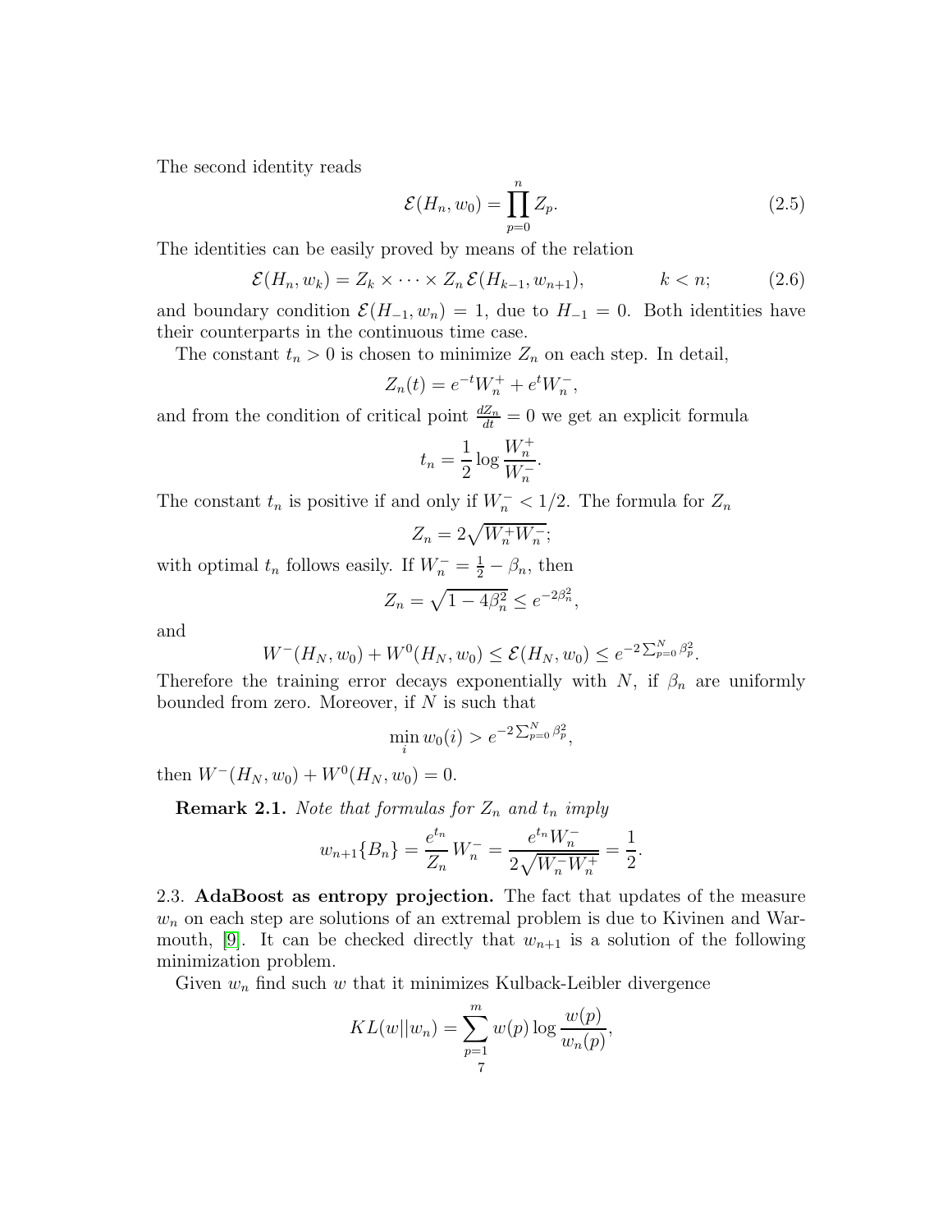The second identity reads

$$\mathcal{E}(H_n, w_0) = \prod_{p=0}^{n} Z_p. \tag{2.5}$$

The identities can be easily proved by means of the relation

$$\mathcal{E}(H_n, w_k) = Z_k \times \cdots \times Z_n \, \mathcal{E}(H_{k-1}, w_{n+1}), \qquad k < n; \tag{2.6}$$

and boundary condition $\mathcal{E}(H_{-1}, w_n) = 1$, due to $H_{-1} = 0$. Both identities have their counterparts in the continuous time case.

The constant $t_n > 0$ is chosen to minimize $Z_n$ on each step. In detail,

$$Z_n(t) = e^{-t} W_n^+ + e^t W_n^-,$$

and from the condition of critical point $\frac{dZ_n}{dt} = 0$ we get an explicit formula

$$t_n = \frac{1}{2} \log \frac{W_n^+}{W_n^-}.$$

The constant $t_n$ is positive if and only if $W_n^- < 1/2$. The formula for $Z_n$

$$Z_n = 2\sqrt{W_n^+ W_n^-};$$

with optimal $t_n$ follows easily. If $W_n^- = \frac{1}{2} - \beta_n$, then

$$Z_n = \sqrt{1 - 4\beta_n^2} \leq e^{-2\beta_n^2},$$

and

$$W^-(H_N, w_0) + W^0(H_N, w_0) \leq \mathcal{E}(H_N, w_0) \leq e^{-2\sum_{p=0}^{N} \beta_p^2}.$$

Therefore the training error decays exponentially with $N$, if $\beta_n$ are uniformly bounded from zero. Moreover, if $N$ is such that

$$\min_i w_0(i) > e^{-2\sum_{p=0}^{N} \beta_p^2},$$

then $W^-(H_N, w_0) + W^0(H_N, w_0) = 0$.

**Remark 2.1.** *Note that formulas for $Z_n$ and $t_n$ imply*

$$w_{n+1}\{B_n\} = \frac{e^{t_n}}{Z_n} W_n^- = \frac{e^{t_n} W_n^-}{2\sqrt{W_n^- W_n^+}} = \frac{1}{2}.$$

2.3. **AdaBoost as entropy projection.** The fact that updates of the measure $w_n$ on each step are solutions of an extremal problem is due to Kivinen and Warmouth, [9]. It can be checked directly that $w_{n+1}$ is a solution of the following minimization problem.

Given $w_n$ find such $w$ that it minimizes Kulback-Leibler divergence

$$KL(w||w_n) = \sum_{p=1}^{m} w(p) \log \frac{w(p)}{w_n(p)},$$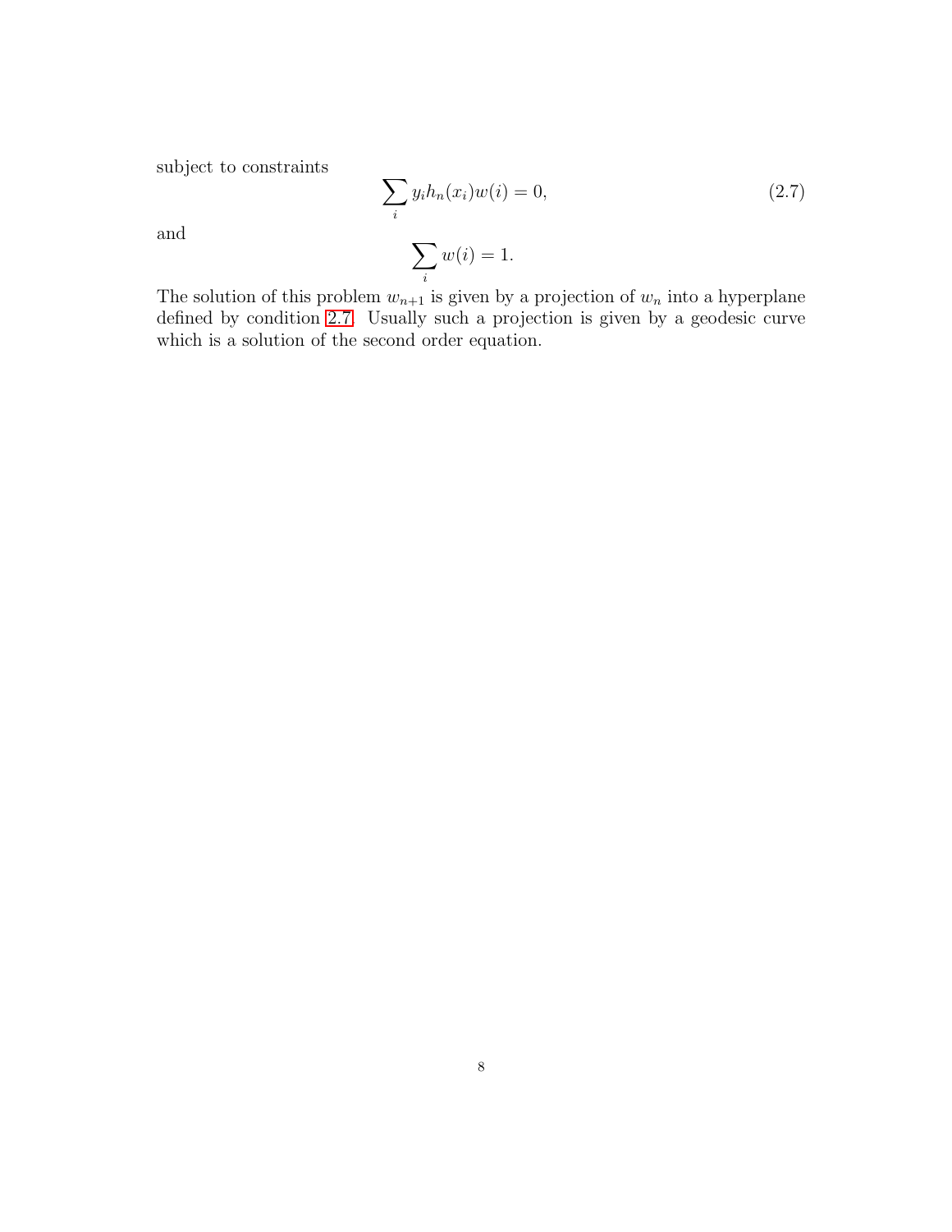subject to constraints

$$\sum_i y_i h_n(x_i) w(i) = 0, \tag{2.7}$$

and

$$\sum_i w(i) = 1.$$

The solution of this problem $w_{n+1}$ is given by a projection of $w_n$ into a hyperplane defined by condition 2.7. Usually such a projection is given by a geodesic curve which is a solution of the second order equation.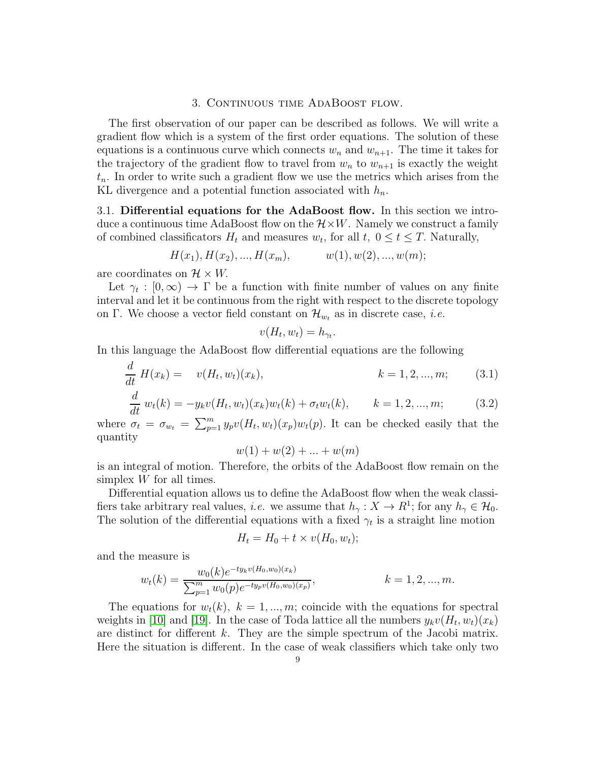## 3. Continuous time AdaBoost flow.

The first observation of our paper can be described as follows. We will write a gradient flow which is a system of the first order equations. The solution of these equations is a continuous curve which connects $w_n$ and $w_{n+1}$. The time it takes for the trajectory of the gradient flow to travel from $w_n$ to $w_{n+1}$ is exactly the weight $t_n$. In order to write such a gradient flow we use the metrics which arises from the KL divergence and a potential function associated with $h_n$.

**3.1. Differential equations for the AdaBoost flow.** In this section we introduce a continuous time AdaBoost flow on the $\mathcal{H}\times W$. Namely we construct a family of combined classificators $H_t$ and measures $w_t$, for all $t,\ 0 \le t \le T$. Naturally,

$$H(x_1), H(x_2), ..., H(x_m), \qquad w(1), w(2), ..., w(m);$$

are coordinates on $\mathcal{H}\times W$.

Let $\gamma_t : [0,\infty) \to \Gamma$ be a function with finite number of values on any finite interval and let it be continuous from the right with respect to the discrete topology on $\Gamma$. We choose a vector field constant on $\mathcal{H}_{w_t}$ as in discrete case, *i.e.*

$$v(H_t, w_t) = h_{\gamma_t}.$$

In this language the AdaBoost flow differential equations are the following

$$\frac{d}{dt}\, H(x_k) = \quad v(H_t, w_t)(x_k), \qquad\qquad k = 1, 2, ..., m; \qquad (3.1)$$

$$\frac{d}{dt}\, w_t(k) = -y_k v(H_t, w_t)(x_k) w_t(k) + \sigma_t w_t(k), \qquad k = 1, 2, ..., m; \qquad (3.2)$$

where $\sigma_t = \sigma_{w_t} = \sum_{p=1}^{m} y_p v(H_t, w_t)(x_p) w_t(p)$. It can be checked easily that the quantity

$$w(1) + w(2) + ... + w(m)$$

is an integral of motion. Therefore, the orbits of the AdaBoost flow remain on the simplex $W$ for all times.

Differential equation allows us to define the AdaBoost flow when the weak classifiers take arbitrary real values, *i.e.* we assume that $h_\gamma : X \to R^1$; for any $h_\gamma \in \mathcal{H}_0$. The solution of the differential equations with a fixed $\gamma_t$ is a straight line motion

$$H_t = H_0 + t \times v(H_0, w_t);$$

and the measure is

$$w_t(k) = \frac{w_0(k) e^{-t y_k v(H_0, w_0)(x_k)}}{\sum_{p=1}^{m} w_0(p) e^{-t y_p v(H_0, w_0)(x_p)}}, \qquad\qquad k = 1, 2, ..., m.$$

The equations for $w_t(k),\ k = 1, ..., m$; coincide with the equations for spectral weights in [10] and [19]. In the case of Toda lattice all the numbers $y_k v(H_t, w_t)(x_k)$ are distinct for different $k$. They are the simple spectrum of the Jacobi matrix. Here the situation is different. In the case of weak classifiers which take only two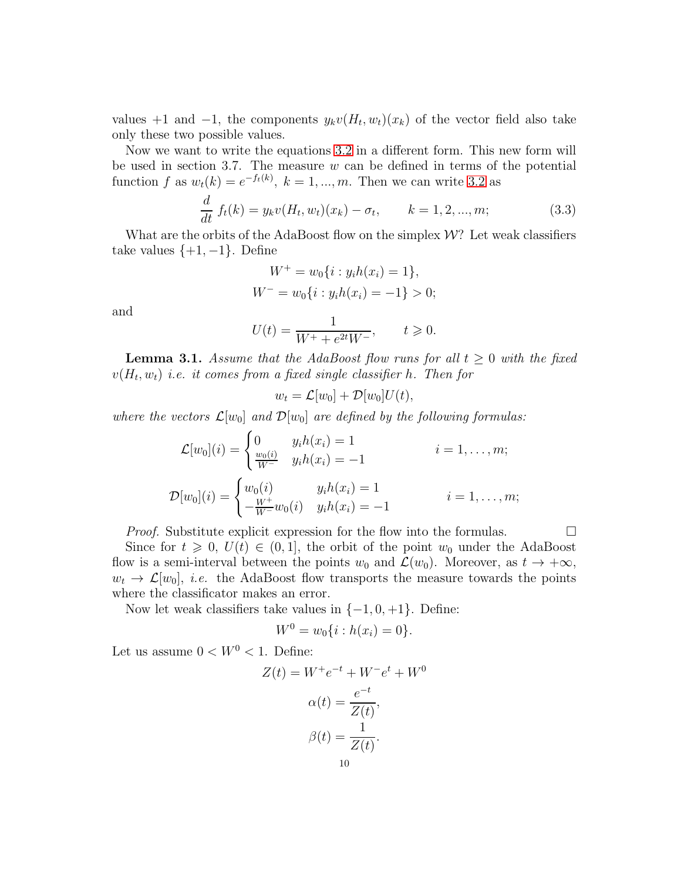values $+1$ and $-1$, the components $y_k v(H_t, w_t)(x_k)$ of the vector field also take only these two possible values.

Now we want to write the equations 3.2 in a different form. This new form will be used in section 3.7. The measure $w$ can be defined in terms of the potential function $f$ as $w_t(k) = e^{-f_t(k)},\ k = 1, ..., m$. Then we can write 3.2 as

$$\frac{d}{dt}\, f_t(k) = y_k v(H_t, w_t)(x_k) - \sigma_t, \qquad k = 1, 2, ..., m; \tag{3.3}$$

What are the orbits of the AdaBoost flow on the simplex $\mathcal{W}$? Let weak classifiers take values $\{+1, -1\}$. Define

$$W^+ = w_0\{i : y_i h(x_i) = 1\},$$
$$W^- = w_0\{i : y_i h(x_i) = -1\} > 0;$$

and

$$U(t) = \frac{1}{W^+ + e^{2t} W^-}, \qquad t \geqslant 0.$$

**Lemma 3.1.** *Assume that the AdaBoost flow runs for all $t \geq 0$ with the fixed $v(H_t, w_t)$ i.e. it comes from a fixed single classifier $h$. Then for*

$$w_t = \mathcal{L}[w_0] + \mathcal{D}[w_0] U(t),$$

*where the vectors $\mathcal{L}[w_0]$ and $\mathcal{D}[w_0]$ are defined by the following formulas:*

$$\mathcal{L}[w_0](i) = \begin{cases} 0 & y_i h(x_i) = 1 \\ \frac{w_0(i)}{W^-} & y_i h(x_i) = -1 \end{cases} \qquad i = 1, \ldots, m;$$

$$\mathcal{D}[w_0](i) = \begin{cases} w_0(i) & y_i h(x_i) = 1 \\ -\frac{W^+}{W^-} w_0(i) & y_i h(x_i) = -1 \end{cases} \qquad i = 1, \ldots, m;$$

*Proof.* Substitute explicit expression for the flow into the formulas. $\square$

Since for $t \geqslant 0$, $U(t) \in (0, 1]$, the orbit of the point $w_0$ under the AdaBoost flow is a semi-interval between the points $w_0$ and $\mathcal{L}(w_0)$. Moreover, as $t \to +\infty$, $w_t \to \mathcal{L}[w_0]$, *i.e.* the AdaBoost flow transports the measure towards the points where the classificator makes an error.

Now let weak classifiers take values in $\{-1, 0, +1\}$. Define:

$$W^0 = w_0\{i : h(x_i) = 0\}.$$

Let us assume $0 < W^0 < 1$. Define:

$$Z(t) = W^+ e^{-t} + W^- e^t + W^0$$

$$\alpha(t) = \frac{e^{-t}}{Z(t)},$$

$$\beta(t) = \frac{1}{Z(t)}.$$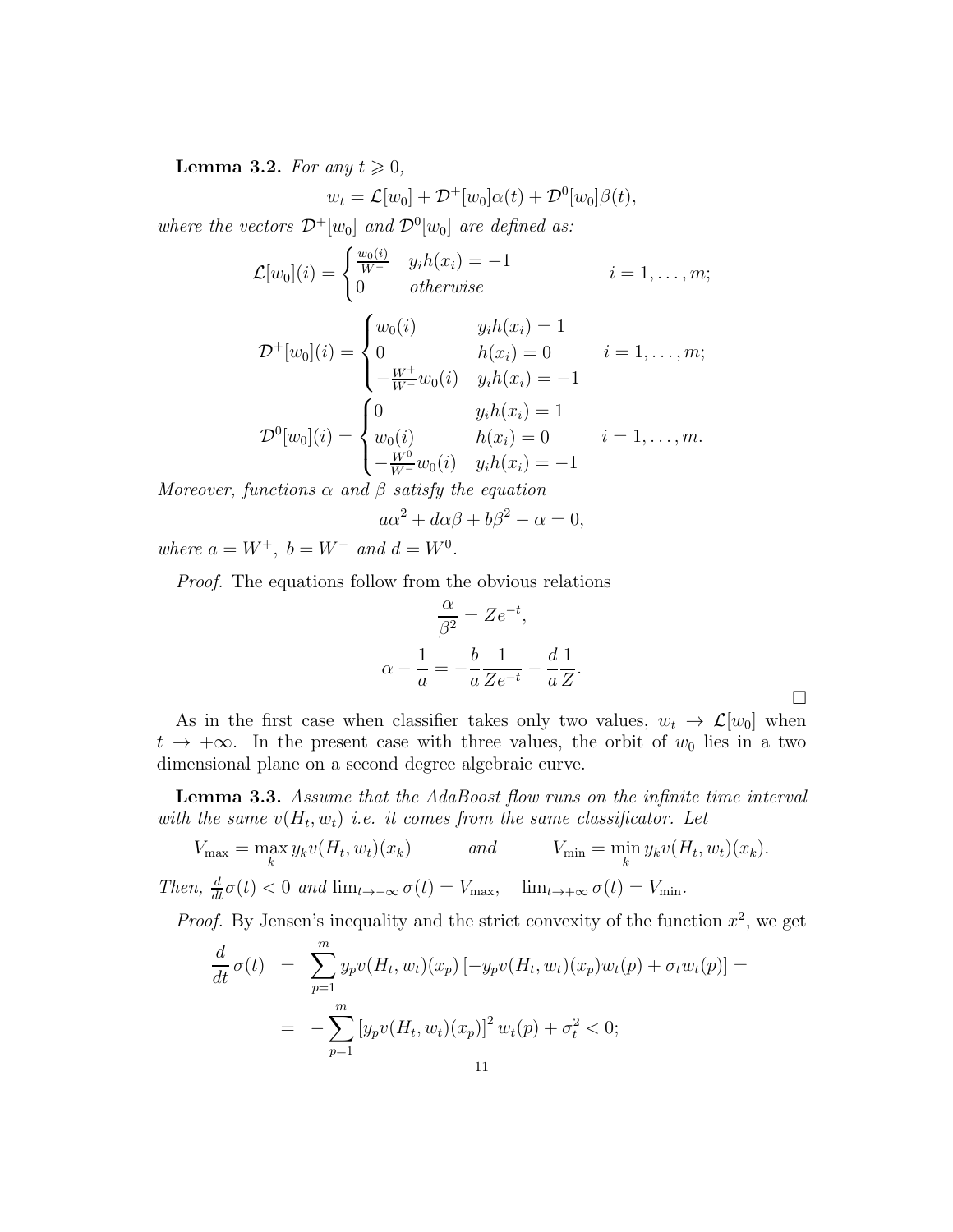**Lemma 3.2.** *For any $t \geqslant 0$,*

$$w_t = \mathcal{L}[w_0] + \mathcal{D}^+[w_0]\alpha(t) + \mathcal{D}^0[w_0]\beta(t),$$

*where the vectors $\mathcal{D}^+[w_0]$ and $\mathcal{D}^0[w_0]$ are defined as:*

$$\mathcal{L}[w_0](i) = \begin{cases} \frac{w_0(i)}{W^-} & y_i h(x_i) = -1 \\ 0 & \textit{otherwise} \end{cases} \qquad i = 1, \ldots, m;$$

$$\mathcal{D}^+[w_0](i) = \begin{cases} w_0(i) & y_i h(x_i) = 1 \\ 0 & h(x_i) = 0 \\ -\frac{W^+}{W^-} w_0(i) & y_i h(x_i) = -1 \end{cases} \qquad i = 1, \ldots, m;$$

$$\mathcal{D}^0[w_0](i) = \begin{cases} 0 & y_i h(x_i) = 1 \\ w_0(i) & h(x_i) = 0 \\ -\frac{W^0}{W^-} w_0(i) & y_i h(x_i) = -1 \end{cases} \qquad i = 1, \ldots, m.$$

*Moreover, functions $\alpha$ and $\beta$ satisfy the equation*

$$a\alpha^2 + d\alpha\beta + b\beta^2 - \alpha = 0,$$

*where $a = W^+$, $b = W^-$ and $d = W^0$.*

*Proof.* The equations follow from the obvious relations

$$\frac{\alpha}{\beta^2} = Ze^{-t},$$

$$\alpha - \frac{1}{a} = -\frac{b}{a}\frac{1}{Ze^{-t}} - \frac{d}{a}\frac{1}{Z}.$$

□

As in the first case when classifier takes only two values, $w_t \to \mathcal{L}[w_0]$ when $t \to +\infty$. In the present case with three values, the orbit of $w_0$ lies in a two dimensional plane on a second degree algebraic curve.

**Lemma 3.3.** *Assume that the AdaBoost flow runs on the infinite time interval with the same $v(H_t, w_t)$ i.e. it comes from the same classificator. Let*

$$V_{\max} = \max_k y_k v(H_t, w_t)(x_k) \qquad \textit{and} \qquad V_{\min} = \min_k y_k v(H_t, w_t)(x_k).$$

*Then, $\frac{d}{dt}\sigma(t) < 0$ and $\lim_{t \to -\infty} \sigma(t) = V_{\max}$, $\quad \lim_{t \to +\infty} \sigma(t) = V_{\min}$.*

*Proof.* By Jensen's inequality and the strict convexity of the function $x^2$, we get

$$\begin{aligned} \frac{d}{dt}\sigma(t) &= \sum_{p=1}^{m} y_p v(H_t, w_t)(x_p)\left[-y_p v(H_t, w_t)(x_p) w_t(p) + \sigma_t w_t(p)\right] = \\ &= -\sum_{p=1}^{m} \left[y_p v(H_t, w_t)(x_p)\right]^2 w_t(p) + \sigma_t^2 < 0; \end{aligned}$$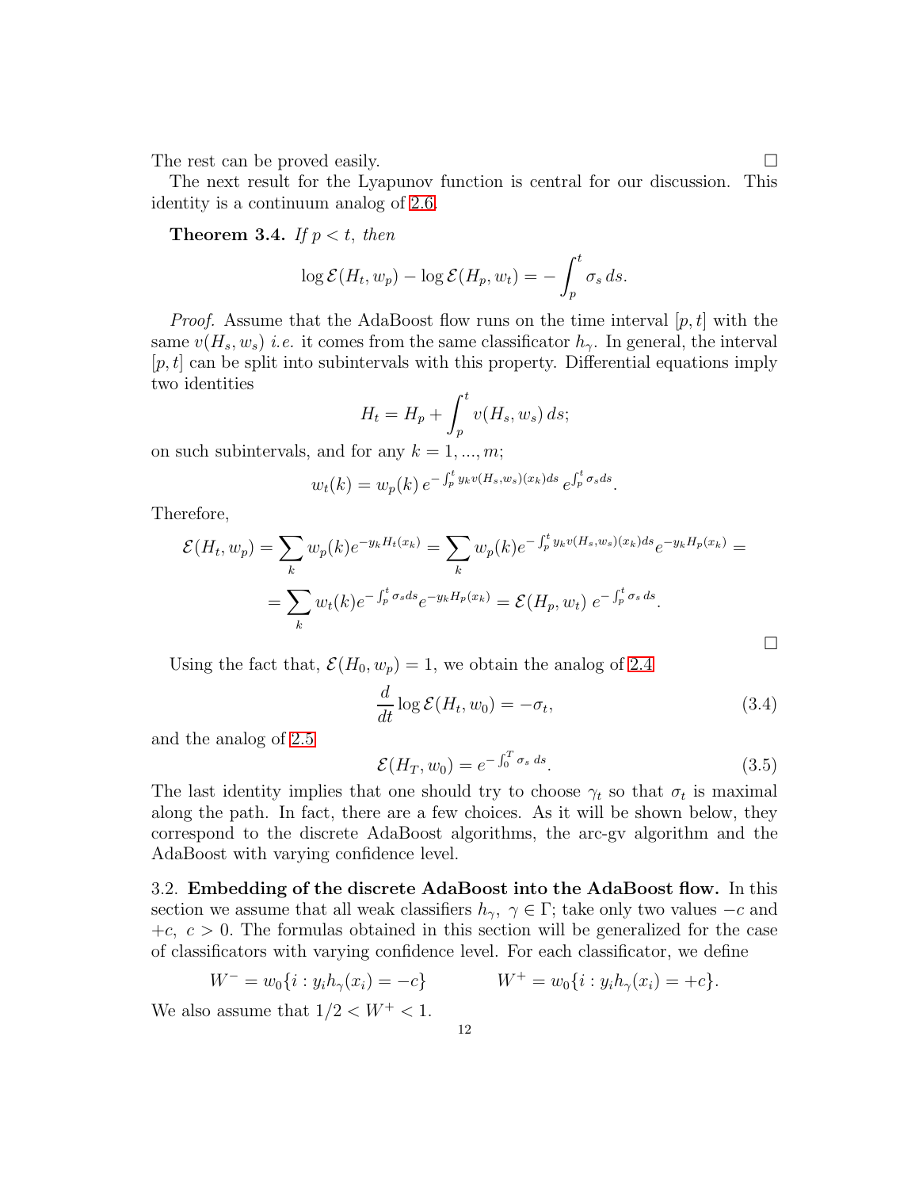The rest can be proved easily. □

The next result for the Lyapunov function is central for our discussion. This identity is a continuum analog of 2.6.

**Theorem 3.4.** *If $p < t$, then*

$$\log \mathcal{E}(H_t, w_p) - \log \mathcal{E}(H_p, w_t) = -\int_p^t \sigma_s \, ds.$$

*Proof.* Assume that the AdaBoost flow runs on the time interval $[p, t]$ with the same $v(H_s, w_s)$ *i.e.* it comes from the same classificator $h_\gamma$. In general, the interval $[p, t]$ can be split into subintervals with this property. Differential equations imply two identities

$$H_t = H_p + \int_p^t v(H_s, w_s) \, ds;$$

on such subintervals, and for any $k = 1, ..., m$;

$$w_t(k) = w_p(k) \, e^{-\int_p^t y_k v(H_s, w_s)(x_k) ds} \, e^{\int_p^t \sigma_s ds}.$$

Therefore,

$$\mathcal{E}(H_t, w_p) = \sum_k w_p(k) e^{-y_k H_t(x_k)} = \sum_k w_p(k) e^{-\int_p^t y_k v(H_s, w_s)(x_k) ds} e^{-y_k H_p(x_k)} =$$

$$= \sum_k w_t(k) e^{-\int_p^t \sigma_s ds} e^{-y_k H_p(x_k)} = \mathcal{E}(H_p, w_t) \, e^{-\int_p^t \sigma_s \, ds}.$$

□

Using the fact that, $\mathcal{E}(H_0, w_p) = 1$, we obtain the analog of 2.4

$$\frac{d}{dt} \log \mathcal{E}(H_t, w_0) = -\sigma_t, \tag{3.4}$$

and the analog of 2.5

$$\mathcal{E}(H_T, w_0) = e^{-\int_0^T \sigma_s \, ds}. \tag{3.5}$$

The last identity implies that one should try to choose $\gamma_t$ so that $\sigma_t$ is maximal along the path. In fact, there are a few choices. As it will be shown below, they correspond to the discrete AdaBoost algorithms, the arc-gv algorithm and the AdaBoost with varying confidence level.

3.2. **Embedding of the discrete AdaBoost into the AdaBoost flow.** In this section we assume that all weak classifiers $h_\gamma, \ \gamma \in \Gamma$; take only two values $-c$ and $+c, \ c > 0$. The formulas obtained in this section will be generalized for the case of classificators with varying confidence level. For each classificator, we define

$$W^- = w_0\{i : y_i h_\gamma(x_i) = -c\} \qquad\qquad W^+ = w_0\{i : y_i h_\gamma(x_i) = +c\}.$$

We also assume that $1/2 < W^+ < 1$.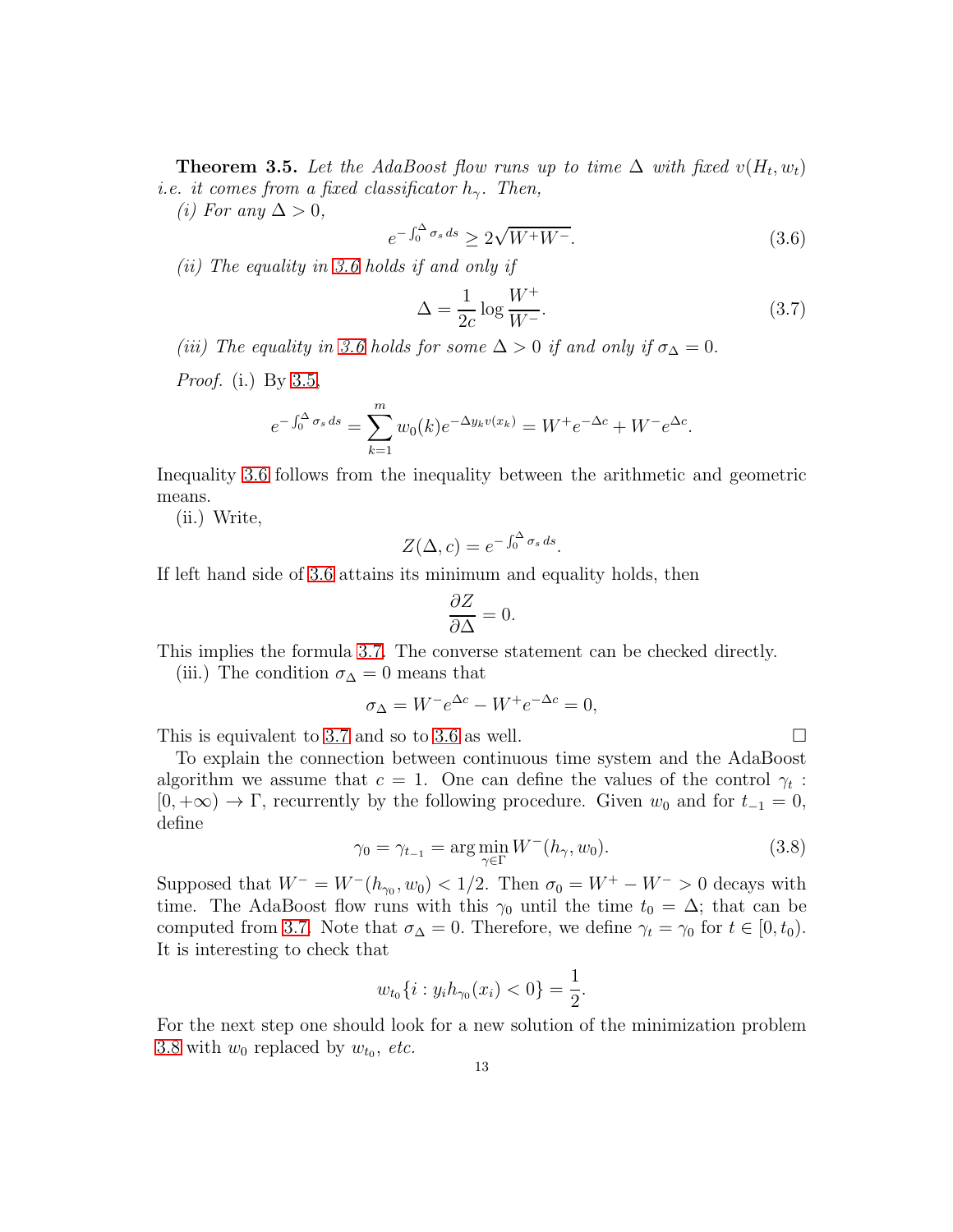**Theorem 3.5.** *Let the AdaBoost flow runs up to time* $\Delta$ *with fixed* $v(H_t, w_t)$ *i.e. it comes from a fixed classificator* $h_\gamma$*. Then,*

*(i) For any* $\Delta > 0$,

$$e^{-\int_0^\Delta \sigma_s \, ds} \geq 2\sqrt{W^+W^-}. \tag{3.6}$$

*(ii) The equality in 3.6 holds if and only if*

$$\Delta = \frac{1}{2c} \log \frac{W^+}{W^-}. \tag{3.7}$$

*(iii) The equality in 3.6 holds for some* $\Delta > 0$ *if and only if* $\sigma_\Delta = 0$.

*Proof.* (i.) By 3.5,

$$e^{-\int_0^\Delta \sigma_s \, ds} = \sum_{k=1}^m w_0(k) e^{-\Delta y_k v(x_k)} = W^+ e^{-\Delta c} + W^- e^{\Delta c}.$$

Inequality 3.6 follows from the inequality between the arithmetic and geometric means.

(ii.) Write,

$$Z(\Delta, c) = e^{-\int_0^\Delta \sigma_s \, ds}.$$

If left hand side of 3.6 attains its minimum and equality holds, then

$$\frac{\partial Z}{\partial \Delta} = 0.$$

This implies the formula 3.7. The converse statement can be checked directly.

(iii.) The condition $\sigma_\Delta = 0$ means that

$$\sigma_\Delta = W^- e^{\Delta c} - W^+ e^{-\Delta c} = 0,$$

This is equivalent to 3.7 and so to 3.6 as well. □

To explain the connection between continuous time system and the AdaBoost algorithm we assume that $c = 1$. One can define the values of the control $\gamma_t : [0, +\infty) \to \Gamma$, recurrently by the following procedure. Given $w_0$ and for $t_{-1} = 0$, define

$$\gamma_0 = \gamma_{t_{-1}} = \arg\min_{\gamma \in \Gamma} W^-(h_\gamma, w_0). \tag{3.8}$$

Supposed that $W^- = W^-(h_{\gamma_0}, w_0) < 1/2$. Then $\sigma_0 = W^+ - W^- > 0$ decays with time. The AdaBoost flow runs with this $\gamma_0$ until the time $t_0 = \Delta$; that can be computed from 3.7. Note that $\sigma_\Delta = 0$. Therefore, we define $\gamma_t = \gamma_0$ for $t \in [0, t_0)$. It is interesting to check that

$$w_{t_0}\{i : y_i h_{\gamma_0}(x_i) < 0\} = \frac{1}{2}.$$

For the next step one should look for a new solution of the minimization problem 3.8 with $w_0$ replaced by $w_{t_0}$, *etc.*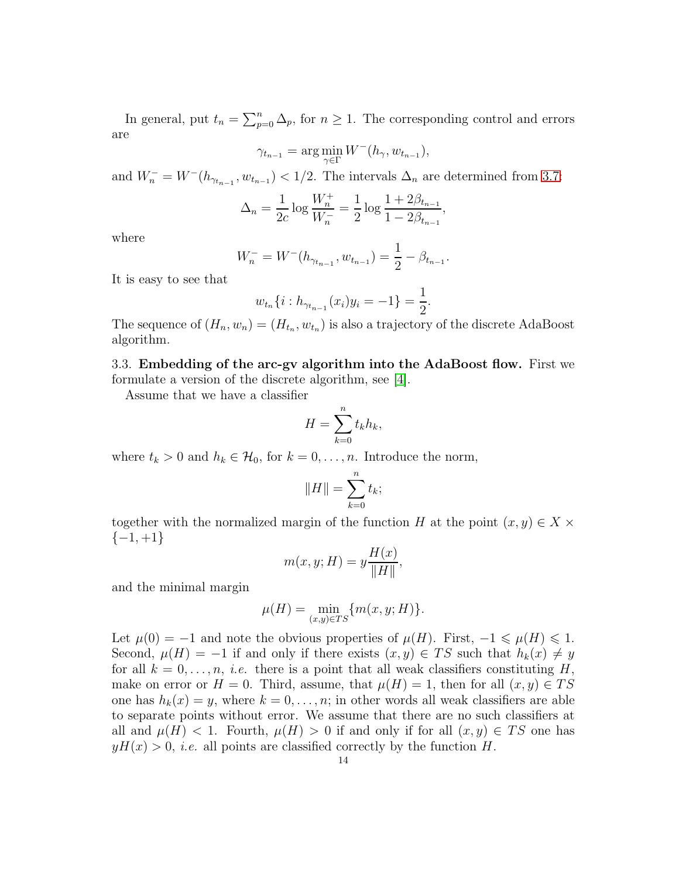In general, put $t_n = \sum_{p=0}^{n} \Delta_p$, for $n \geq 1$. The corresponding control and errors are

$$\gamma_{t_{n-1}} = \arg\min_{\gamma\in\Gamma} W^-(h_\gamma, w_{t_{n-1}}),$$

and $W_n^- = W^-(h_{\gamma_{t_{n-1}}}, w_{t_{n-1}}) < 1/2$. The intervals $\Delta_n$ are determined from 3.7:

$$\Delta_n = \frac{1}{2c}\log\frac{W_n^+}{W_n^-} = \frac{1}{2}\log\frac{1+2\beta_{t_{n-1}}}{1-2\beta_{t_{n-1}}},$$

where

$$W_n^- = W^-(h_{\gamma_{t_{n-1}}}, w_{t_{n-1}}) = \frac{1}{2} - \beta_{t_{n-1}}.$$

It is easy to see that

$$w_{t_n}\{i : h_{\gamma_{t_{n-1}}}(x_i)y_i = -1\} = \frac{1}{2}.$$

The sequence of $(H_n, w_n) = (H_{t_n}, w_{t_n})$ is also a trajectory of the discrete AdaBoost algorithm.

### 3.3. Embedding of the arc-gv algorithm into the AdaBoost flow.

First we formulate a version of the discrete algorithm, see [4].

Assume that we have a classifier

$$H = \sum_{k=0}^{n} t_k h_k,$$

where $t_k > 0$ and $h_k \in \mathcal{H}_0$, for $k = 0, \ldots, n$. Introduce the norm,

$$\|H\| = \sum_{k=0}^{n} t_k;$$

together with the normalized margin of the function $H$ at the point $(x, y) \in X \times \{-1, +1\}$

$$m(x, y; H) = y\frac{H(x)}{\|H\|},$$

and the minimal margin

$$\mu(H) = \min_{(x,y)\in TS}\{m(x, y; H)\}.$$

Let $\mu(0) = -1$ and note the obvious properties of $\mu(H)$. First, $-1 \leqslant \mu(H) \leqslant 1$. Second, $\mu(H) = -1$ if and only if there exists $(x, y) \in TS$ such that $h_k(x) \neq y$ for all $k = 0, \ldots, n$, *i.e.* there is a point that all weak classifiers constituting $H$, make on error or $H = 0$. Third, assume, that $\mu(H) = 1$, then for all $(x, y) \in TS$ one has $h_k(x) = y$, where $k = 0, \ldots, n$; in other words all weak classifiers are able to separate points without error. We assume that there are no such classifiers at all and $\mu(H) < 1$. Fourth, $\mu(H) > 0$ if and only if for all $(x, y) \in TS$ one has $yH(x) > 0$, *i.e.* all points are classified correctly by the function $H$.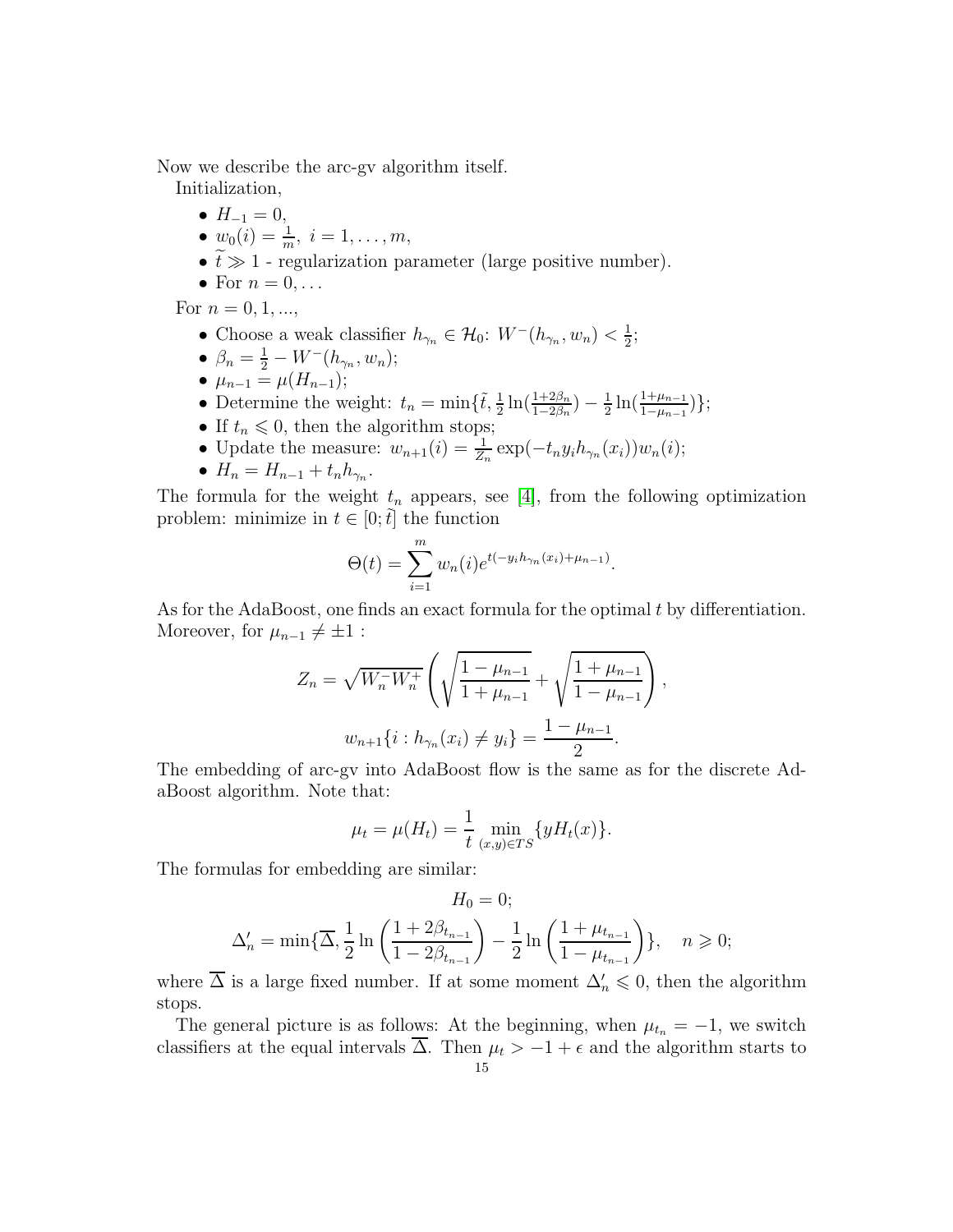Now we describe the arc-gv algorithm itself.

Initialization,

- $H_{-1} = 0$,
- $w_0(i) = \frac{1}{m},\ i = 1, \ldots, m$,
- $\widetilde{t} \gg 1$ - regularization parameter (large positive number).
- For $n = 0, \ldots$

For $n = 0, 1, ...,$

- Choose a weak classifier $h_{\gamma_n} \in \mathcal{H}_0$: $W^-(h_{\gamma_n}, w_n) < \frac{1}{2}$;
- $\beta_n = \frac{1}{2} - W^-(h_{\gamma_n}, w_n)$;
- $\mu_{n-1} = \mu(H_{n-1})$;
- Determine the weight: $t_n = \min\{\tilde{t}, \frac{1}{2}\ln(\frac{1+2\beta_n}{1-2\beta_n}) - \frac{1}{2}\ln(\frac{1+\mu_{n-1}}{1-\mu_{n-1}})\}$;
- If $t_n \leqslant 0$, then the algorithm stops;
- Update the measure: $w_{n+1}(i) = \frac{1}{Z_n}\exp(-t_n y_i h_{\gamma_n}(x_i)) w_n(i)$;
- $H_n = H_{n-1} + t_n h_{\gamma_n}$.

The formula for the weight $t_n$ appears, see [4], from the following optimization problem: minimize in $t \in [0; \widetilde{t}]$ the function

$$\Theta(t) = \sum_{i=1}^{m} w_n(i) e^{t(-y_i h_{\gamma_n}(x_i) + \mu_{n-1})}.$$

As for the AdaBoost, one finds an exact formula for the optimal $t$ by differentiation. Moreover, for $\mu_{n-1} \neq \pm 1$ :

$$Z_n = \sqrt{W_n^- W_n^+}\left(\sqrt{\frac{1-\mu_{n-1}}{1+\mu_{n-1}}} + \sqrt{\frac{1+\mu_{n-1}}{1-\mu_{n-1}}}\right),$$

$$w_{n+1}\{i : h_{\gamma_n}(x_i) \neq y_i\} = \frac{1-\mu_{n-1}}{2}.$$

The embedding of arc-gv into AdaBoost flow is the same as for the discrete AdaBoost algorithm. Note that:

$$\mu_t = \mu(H_t) = \frac{1}{t}\min_{(x,y)\in TS}\{yH_t(x)\}.$$

The formulas for embedding are similar:

$$H_0 = 0;$$

$$\Delta_n' = \min\{\overline{\Delta}, \frac{1}{2}\ln\left(\frac{1+2\beta_{t_{n-1}}}{1-2\beta_{t_{n-1}}}\right) - \frac{1}{2}\ln\left(\frac{1+\mu_{t_{n-1}}}{1-\mu_{t_{n-1}}}\right)\}, \quad n \geqslant 0;$$

where $\overline{\Delta}$ is a large fixed number. If at some moment $\Delta_n' \leqslant 0$, then the algorithm stops.

The general picture is as follows: At the beginning, when $\mu_{t_n} = -1$, we switch classifiers at the equal intervals $\overline{\Delta}$. Then $\mu_t > -1 + \epsilon$ and the algorithm starts to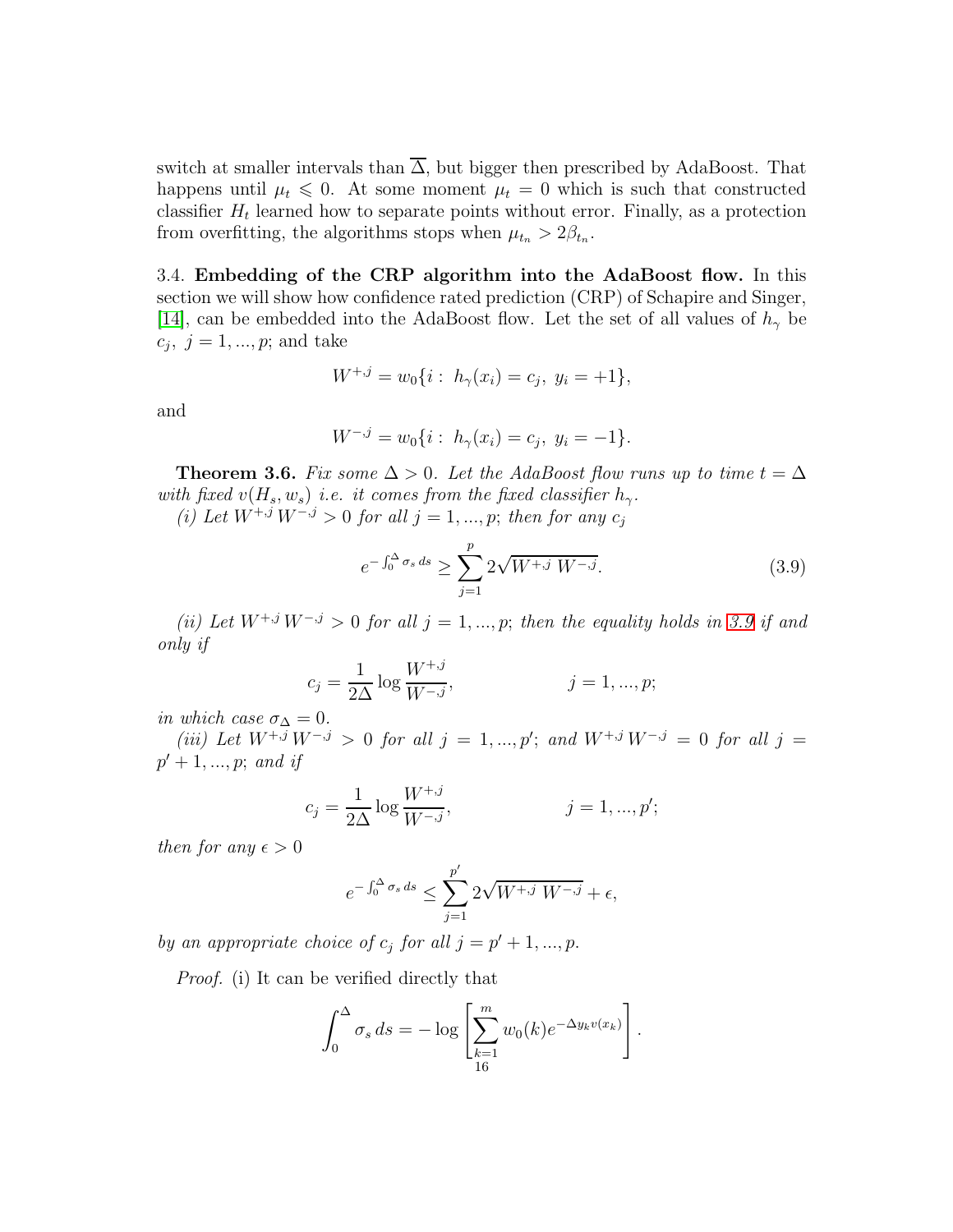switch at smaller intervals than $\overline{\Delta}$, but bigger then prescribed by AdaBoost. That happens until $\mu_t \leqslant 0$. At some moment $\mu_t = 0$ which is such that constructed classifier $H_t$ learned how to separate points without error. Finally, as a protection from overfitting, the algorithms stops when $\mu_{t_n} > 2\beta_{t_n}$.

3.4. **Embedding of the CRP algorithm into the AdaBoost flow.** In this section we will show how confidence rated prediction (CRP) of Schapire and Singer, [14], can be embedded into the AdaBoost flow. Let the set of all values of $h_\gamma$ be $c_j,\ j = 1, ..., p$; and take

$$W^{+,j} = w_0\{i:\ h_\gamma(x_i) = c_j,\ y_i = +1\},$$

and

$$W^{-,j} = w_0\{i:\ h_\gamma(x_i) = c_j,\ y_i = -1\}.$$

**Theorem 3.6.** *Fix some $\Delta > 0$. Let the AdaBoost flow runs up to time $t = \Delta$ with fixed $v(H_s, w_s)$ i.e. it comes from the fixed classifier $h_\gamma$.*

*(i) Let $W^{+,j}\, W^{-,j} > 0$ for all $j = 1, ..., p$; then for any $c_j$*

$$e^{-\int_0^\Delta \sigma_s\, ds} \geq \sum_{j=1}^{p} 2\sqrt{W^{+,j}\ W^{-,j}}. \tag{3.9}$$

*(ii) Let $W^{+,j}\, W^{-,j} > 0$ for all $j = 1, ..., p$; then the equality holds in 3.9 if and only if*

$$c_j = \frac{1}{2\Delta} \log \frac{W^{+,j}}{W^{-,j}}, \qquad\qquad j = 1, ..., p;$$

*in which case $\sigma_\Delta = 0$.*

*(iii) Let $W^{+,j}\, W^{-,j} > 0$ for all $j = 1, ..., p'$; and $W^{+,j}\, W^{-,j} = 0$ for all $j = p' + 1, ..., p$; and if*

$$c_j = \frac{1}{2\Delta} \log \frac{W^{+,j}}{W^{-,j}}, \qquad\qquad j = 1, ..., p';$$

*then for any $\epsilon > 0$*

$$e^{-\int_0^\Delta \sigma_s\, ds} \leq \sum_{j=1}^{p'} 2\sqrt{W^{+,j}\ W^{-,j}} + \epsilon,$$

*by an appropriate choice of $c_j$ for all $j = p' + 1, ..., p$.*

*Proof.* (i) It can be verified directly that

$$\int_0^\Delta \sigma_s\, ds = -\log\left[\sum_{k=1}^{m} w_0(k) e^{-\Delta y_k v(x_k)}\right].$$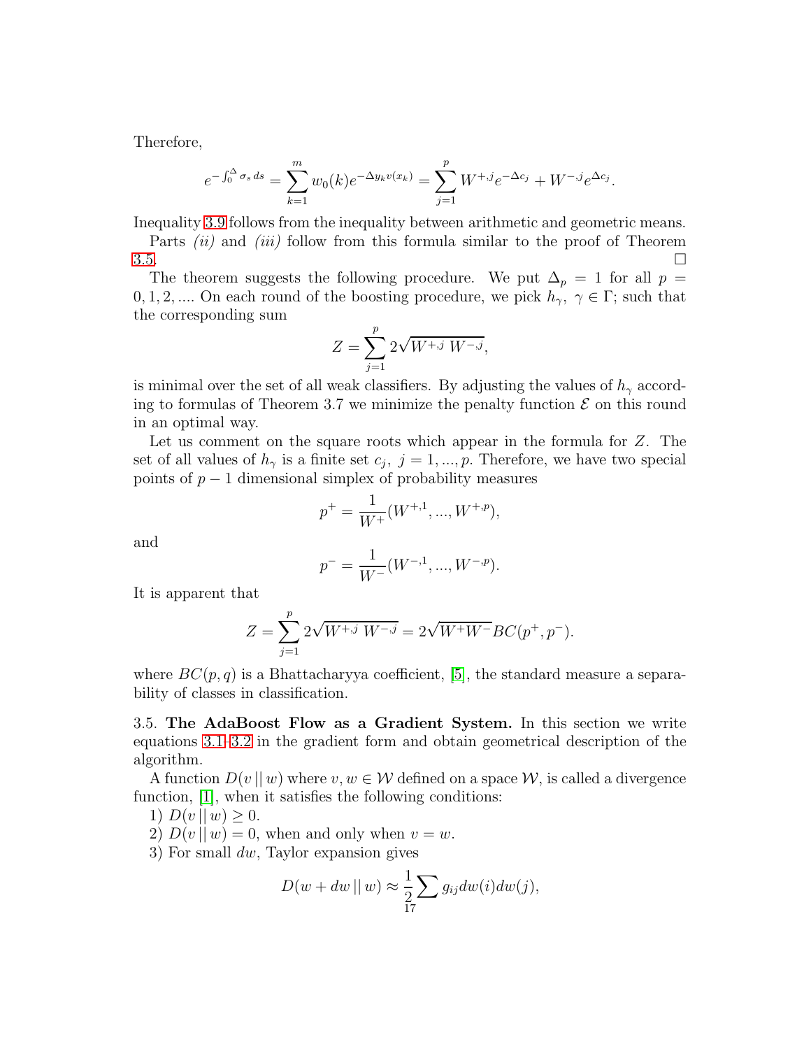Therefore,

$$e^{-\int_0^\Delta \sigma_s\, ds} = \sum_{k=1}^{m} w_0(k) e^{-\Delta y_k v(x_k)} = \sum_{j=1}^{p} W^{+,j} e^{-\Delta c_j} + W^{-,j} e^{\Delta c_j}.$$

Inequality 3.9 follows from the inequality between arithmetic and geometric means.

Parts *(ii)* and *(iii)* follow from this formula similar to the proof of Theorem 3.5. □

The theorem suggests the following procedure. We put $\Delta_p = 1$ for all $p = 0, 1, 2, \ldots$. On each round of the boosting procedure, we pick $h_\gamma,\ \gamma \in \Gamma$; such that the corresponding sum

$$Z = \sum_{j=1}^{p} 2\sqrt{W^{+,j}\; W^{-,j}},$$

is minimal over the set of all weak classifiers. By adjusting the values of $h_\gamma$ according to formulas of Theorem 3.7 we minimize the penalty function $\mathcal{E}$ on this round in an optimal way.

Let us comment on the square roots which appear in the formula for $Z$. The set of all values of $h_\gamma$ is a finite set $c_j,\ j = 1, \ldots, p$. Therefore, we have two special points of $p-1$ dimensional simplex of probability measures

$$p^+ = \frac{1}{W^+}(W^{+,1}, \ldots, W^{+,p}),$$

and

$$p^- = \frac{1}{W^-}(W^{-,1}, \ldots, W^{-,p}).$$

It is apparent that

$$Z = \sum_{j=1}^{p} 2\sqrt{W^{+,j}\; W^{-,j}} = 2\sqrt{W^+ W^-} BC(p^+, p^-).$$

where $BC(p, q)$ is a Bhattacharyya coefficient, [5], the standard measure a separability of classes in classification.

3.5. **The AdaBoost Flow as a Gradient System.** In this section we write equations 3.1–3.2 in the gradient form and obtain geometrical description of the algorithm.

A function $D(v \,||\, w)$ where $v, w \in \mathcal{W}$ defined on a space $\mathcal{W}$, is called a divergence function, [1], when it satisfies the following conditions:

1) $D(v \,||\, w) \geq 0$.
2) $D(v \,||\, w) = 0$, when and only when $v = w$.
3) For small $dw$, Taylor expansion gives

$$D(w + dw \,||\, w) \approx \frac{1}{2} \sum g_{ij} dw(i) dw(j),$$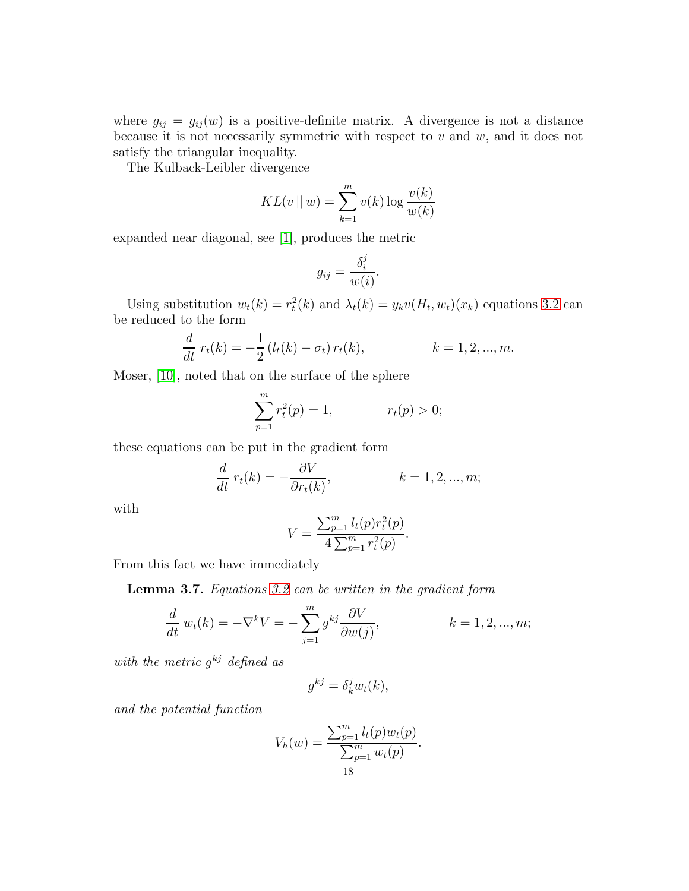where $g_{ij} = g_{ij}(w)$ is a positive-definite matrix. A divergence is not a distance because it is not necessarily symmetric with respect to $v$ and $w$, and it does not satisfy the triangular inequality.

The Kulback-Leibler divergence

$$KL(v \,||\, w) = \sum_{k=1}^{m} v(k) \log \frac{v(k)}{w(k)}$$

expanded near diagonal, see [1], produces the metric

$$g_{ij} = \frac{\delta_i^j}{w(i)}.$$

Using substitution $w_t(k) = r_t^2(k)$ and $\lambda_t(k) = y_k v(H_t, w_t)(x_k)$ equations 3.2 can be reduced to the form

$$\frac{d}{dt}\, r_t(k) = -\frac{1}{2}\left(l_t(k) - \sigma_t\right) r_t(k), \qquad\qquad k = 1, 2, ..., m.$$

Moser, [10], noted that on the surface of the sphere

$$\sum_{p=1}^{m} r_t^2(p) = 1, \qquad\qquad r_t(p) > 0;$$

these equations can be put in the gradient form

$$\frac{d}{dt}\, r_t(k) = -\frac{\partial V}{\partial r_t(k)}, \qquad\qquad k = 1, 2, ..., m;$$

with

$$V = \frac{\sum_{p=1}^{m} l_t(p) r_t^2(p)}{4 \sum_{p=1}^{m} r_t^2(p)}.$$

From this fact we have immediately

**Lemma 3.7.** *Equations 3.2 can be written in the gradient form*

$$\frac{d}{dt}\, w_t(k) = -\nabla^k V = -\sum_{j=1}^{m} g^{kj} \frac{\partial V}{\partial w(j)}, \qquad\qquad k = 1, 2, ..., m;$$

*with the metric $g^{kj}$ defined as*

$$g^{kj} = \delta_k^j w_t(k),$$

*and the potential function*

$$V_h(w) = \frac{\sum_{p=1}^{m} l_t(p) w_t(p)}{\sum_{p=1}^{m} w_t(p)}.$$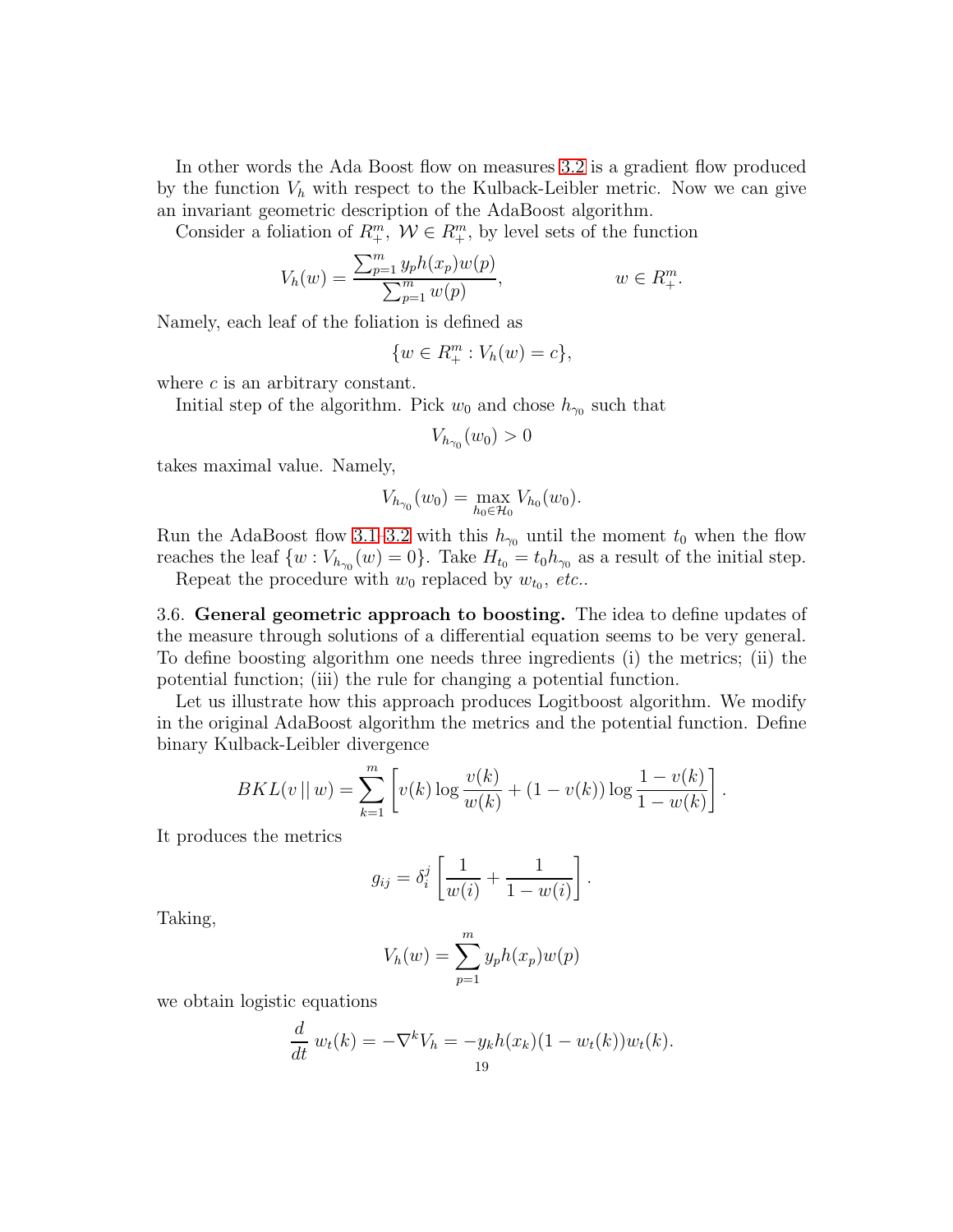In other words the Ada Boost flow on measures 3.2 is a gradient flow produced by the function $V_h$ with respect to the Kulback-Leibler metric. Now we can give an invariant geometric description of the AdaBoost algorithm.

Consider a foliation of $R^m_+$, $\mathcal{W} \in R^m_+$, by level sets of the function

$$V_h(w) = \frac{\sum_{p=1}^m y_p h(x_p) w(p)}{\sum_{p=1}^m w(p)}, \qquad\qquad w \in R^m_+.$$

Namely, each leaf of the foliation is defined as

$$\{w \in R^m_+ : V_h(w) = c\},$$

where $c$ is an arbitrary constant.

Initial step of the algorithm. Pick $w_0$ and chose $h_{\gamma_0}$ such that

$$V_{h_{\gamma_0}}(w_0) > 0$$

takes maximal value. Namely,

$$V_{h_{\gamma_0}}(w_0) = \max_{h_0 \in \mathcal{H}_0} V_{h_0}(w_0).$$

Run the AdaBoost flow 3.1–3.2 with this $h_{\gamma_0}$ until the moment $t_0$ when the flow reaches the leaf $\{w : V_{h_{\gamma_0}}(w) = 0\}$. Take $H_{t_0} = t_0 h_{\gamma_0}$ as a result of the initial step.

Repeat the procedure with $w_0$ replaced by $w_{t_0}$, *etc.*.

3.6. **General geometric approach to boosting.** The idea to define updates of the measure through solutions of a differential equation seems to be very general. To define boosting algorithm one needs three ingredients (i) the metrics; (ii) the potential function; (iii) the rule for changing a potential function.

Let us illustrate how this approach produces Logitboost algorithm. We modify in the original AdaBoost algorithm the metrics and the potential function. Define binary Kulback-Leibler divergence

$$BKL(v \,||\, w) = \sum_{k=1}^m \left[ v(k) \log \frac{v(k)}{w(k)} + (1 - v(k)) \log \frac{1 - v(k)}{1 - w(k)} \right].$$

It produces the metrics

$$g_{ij} = \delta_i^j \left[ \frac{1}{w(i)} + \frac{1}{1 - w(i)} \right].$$

Taking,

$$V_h(w) = \sum_{p=1}^m y_p h(x_p) w(p)$$

we obtain logistic equations

$$\frac{d}{dt}\, w_t(k) = -\nabla^k V_h = -y_k h(x_k)(1 - w_t(k)) w_t(k).$$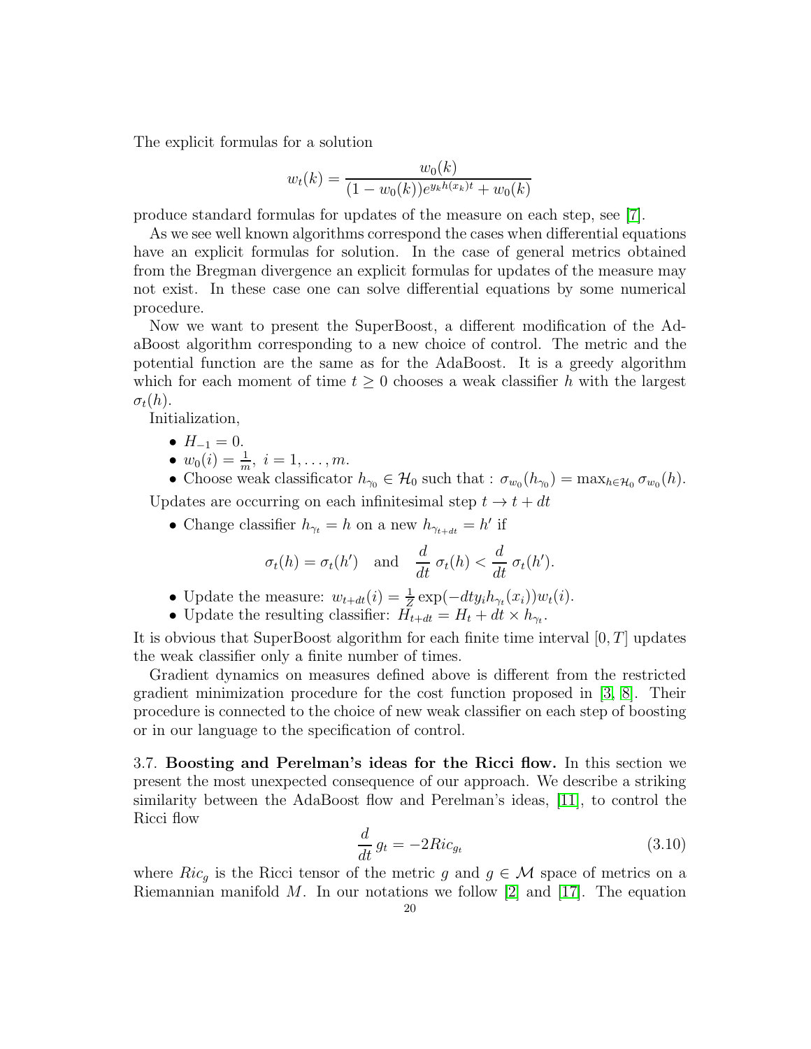The explicit formulas for a solution

$$w_t(k) = \frac{w_0(k)}{(1 - w_0(k))e^{y_k h(x_k) t} + w_0(k)}$$

produce standard formulas for updates of the measure on each step, see [7].

As we see well known algorithms correspond the cases when differential equations have an explicit formulas for solution. In the case of general metrics obtained from the Bregman divergence an explicit formulas for updates of the measure may not exist. In these case one can solve differential equations by some numerical procedure.

Now we want to present the SuperBoost, a different modification of the AdaBoost algorithm corresponding to a new choice of control. The metric and the potential function are the same as for the AdaBoost. It is a greedy algorithm which for each moment of time $t \geq 0$ chooses a weak classifier $h$ with the largest $\sigma_t(h)$.

Initialization,

- $H_{-1} = 0$.
- $w_0(i) = \frac{1}{m},\ i = 1, \dots, m$.
- Choose weak classificator $h_{\gamma_0} \in \mathcal{H}_0$ such that : $\sigma_{w_0}(h_{\gamma_0}) = \max_{h \in \mathcal{H}_0} \sigma_{w_0}(h)$.

Updates are occurring on each infinitesimal step $t \to t + dt$

- Change classifier $h_{\gamma_t} = h$ on a new $h_{\gamma_{t+dt}} = h'$ if

$$\sigma_t(h) = \sigma_t(h') \quad \text{and} \quad \frac{d}{dt}\,\sigma_t(h) < \frac{d}{dt}\,\sigma_t(h').$$

- Update the measure: $w_{t+dt}(i) = \frac{1}{Z}\exp(-dt y_i h_{\gamma_t}(x_i)) w_t(i)$.
- Update the resulting classifier: $H_{t+dt} = H_t + dt \times h_{\gamma_t}$.

It is obvious that SuperBoost algorithm for each finite time interval $[0, T]$ updates the weak classifier only a finite number of times.

Gradient dynamics on measures defined above is different from the restricted gradient minimization procedure for the cost function proposed in [3, 8]. Their procedure is connected to the choice of new weak classifier on each step of boosting or in our language to the specification of control.

3.7. **Boosting and Perelman's ideas for the Ricci flow.** In this section we present the most unexpected consequence of our approach. We describe a striking similarity between the AdaBoost flow and Perelman's ideas, [11], to control the Ricci flow

$$\frac{d}{dt}\,g_t = -2Ric_{g_t} \tag{3.10}$$

where $Ric_g$ is the Ricci tensor of the metric $g$ and $g \in \mathcal{M}$ space of metrics on a Riemannian manifold $M$. In our notations we follow [2] and [17]. The equation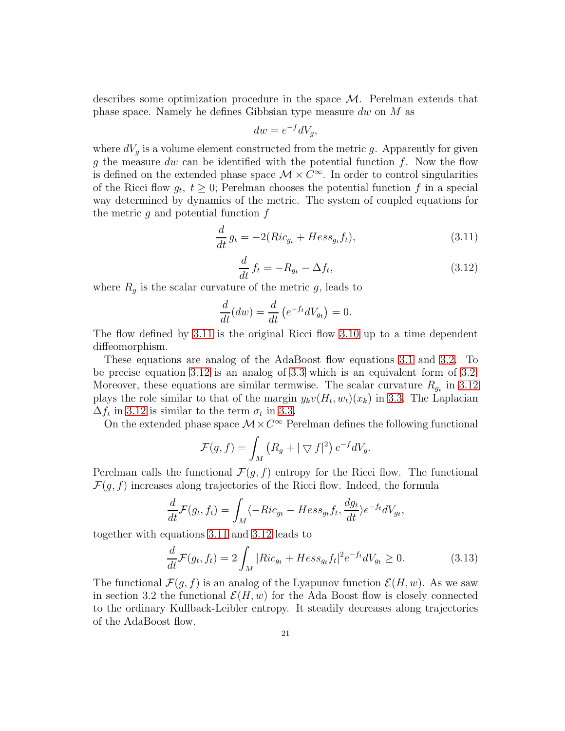describes some optimization procedure in the space $\mathcal{M}$. Perelman extends that phase space. Namely he defines Gibbsian type measure $dw$ on $M$ as

$$dw = e^{-f} dV_g,$$

where $dV_g$ is a volume element constructed from the metric $g$. Apparently for given $g$ the measure $dw$ can be identified with the potential function $f$. Now the flow is defined on the extended phase space $\mathcal{M} \times C^\infty$. In order to control singularities of the Ricci flow $g_t$, $t \geq 0$; Perelman chooses the potential function $f$ in a special way determined by dynamics of the metric. The system of coupled equations for the metric $g$ and potential function $f$

$$\frac{d}{dt} g_t = -2(Ric_{g_t} + Hess_{g_t} f_t), \tag{3.11}$$

$$\frac{d}{dt} f_t = -R_{g_t} - \Delta f_t, \tag{3.12}$$

where $R_g$ is the scalar curvature of the metric $g$, leads to

$$\frac{d}{dt}(dw) = \frac{d}{dt}\left(e^{-f_t} dV_{g_t}\right) = 0.$$

The flow defined by 3.11 is the original Ricci flow 3.10 up to a time dependent diffeomorphism.

These equations are analog of the AdaBoost flow equations 3.1 and 3.2. To be precise equation 3.12 is an analog of 3.3 which is an equivalent form of 3.2. Moreover, these equations are similar termwise. The scalar curvature $R_{g_t}$ in 3.12 plays the role similar to that of the margin $y_k v(H_t, w_t)(x_k)$ in 3.3. The Laplacian $\Delta f_t$ in 3.12 is similar to the term $\sigma_t$ in 3.3.

On the extended phase space $\mathcal{M} \times C^\infty$ Perelman defines the following functional

$$\mathcal{F}(g, f) = \int_M \left(R_g + |\bigtriangledown f|^2\right) e^{-f} dV_g.$$

Perelman calls the functional $\mathcal{F}(g, f)$ entropy for the Ricci flow. The functional $\mathcal{F}(g, f)$ increases along trajectories of the Ricci flow. Indeed, the formula

$$\frac{d}{dt}\mathcal{F}(g_t, f_t) = \int_M \langle -Ric_{g_t} - Hess_{g_t} f_t, \frac{dg_t}{dt}\rangle e^{-f_t} dV_{g_t},$$

together with equations 3.11 and 3.12 leads to

$$\frac{d}{dt}\mathcal{F}(g_t, f_t) = 2\int_M |Ric_{g_t} + Hess_{g_t} f_t|^2 e^{-f_t} dV_{g_t} \geq 0. \tag{3.13}$$

The functional $\mathcal{F}(g, f)$ is an analog of the Lyapunov function $\mathcal{E}(H, w)$. As we saw in section 3.2 the functional $\mathcal{E}(H, w)$ for the Ada Boost flow is closely connected to the ordinary Kullback-Leibler entropy. It steadily decreases along trajectories of the AdaBoost flow.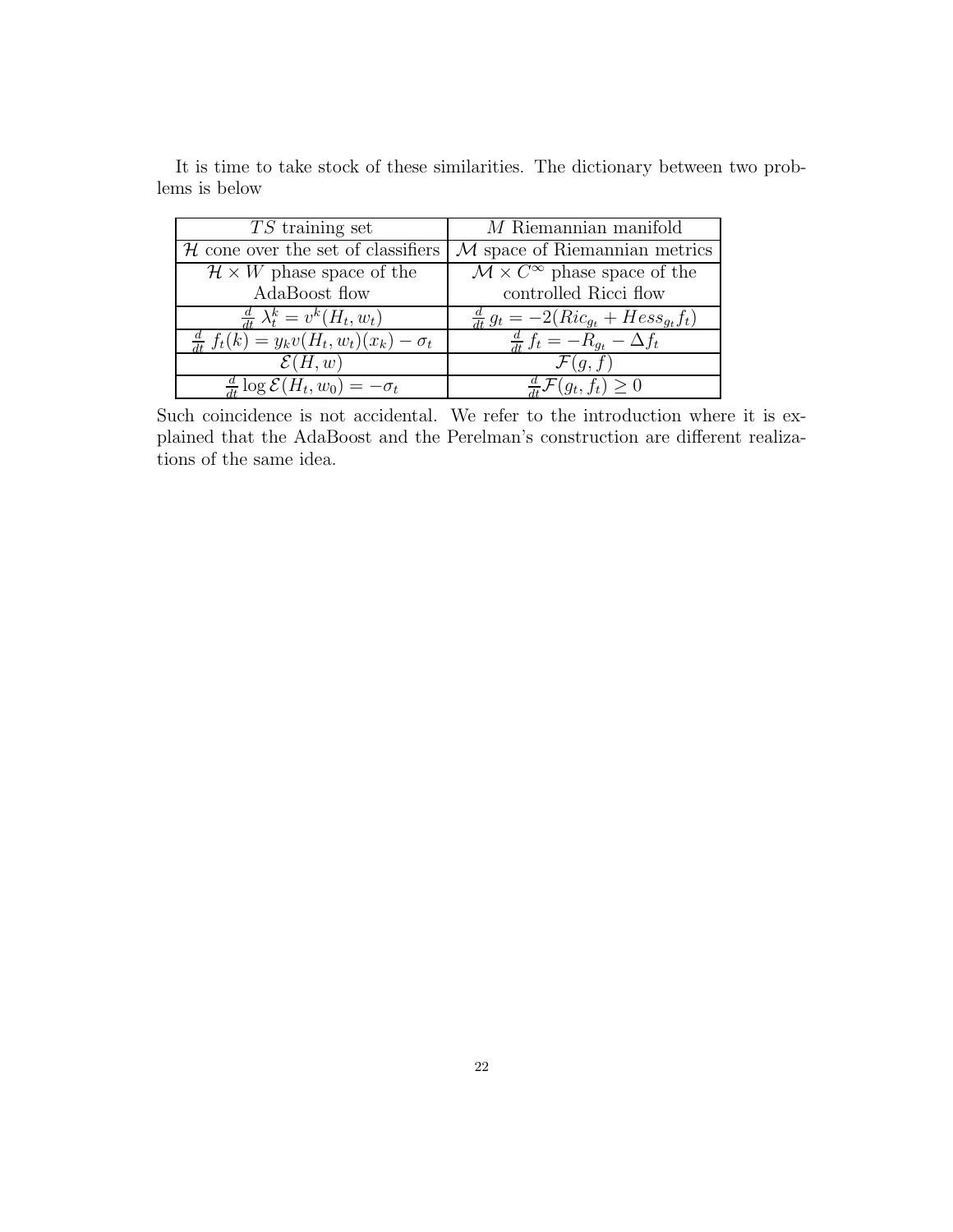It is time to take stock of these similarities. The dictionary between two problems is below

| $TS$ training set | $M$ Riemannian manifold |
|---|---|
| $\mathcal{H}$ cone over the set of classifiers | $\mathcal{M}$ space of Riemannian metrics |
| $\mathcal{H} \times W$ phase space of the AdaBoost flow | $\mathcal{M} \times C^{\infty}$ phase space of the controlled Ricci flow |
| $\frac{d}{dt}\,\lambda_t^k = v^k(H_t, w_t)$ | $\frac{d}{dt}\,g_t = -2(Ric_{g_t} + Hess_{g_t} f_t)$ |
| $\frac{d}{dt}\,f_t(k) = y_k v(H_t, w_t)(x_k) - \sigma_t$ | $\frac{d}{dt}\,f_t = -R_{g_t} - \Delta f_t$ |
| $\mathcal{E}(H, w)$ | $\mathcal{F}(g, f)$ |
| $\frac{d}{dt} \log \mathcal{E}(H_t, w_0) = -\sigma_t$ | $\frac{d}{dt}\mathcal{F}(g_t, f_t) \geq 0$ |

Such coincidence is not accidental. We refer to the introduction where it is explained that the AdaBoost and the Perelman's construction are different realizations of the same idea.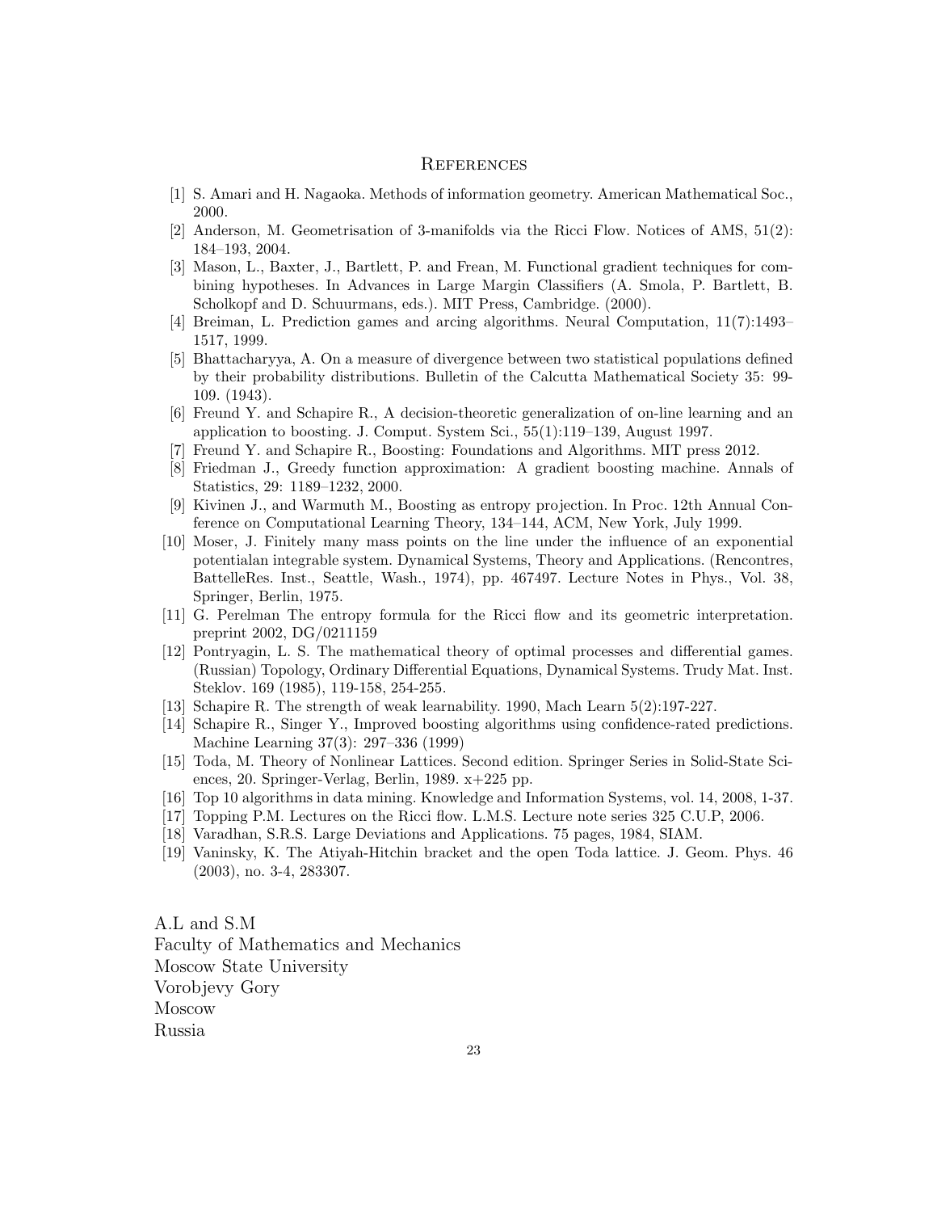## References

[1] S. Amari and H. Nagaoka. Methods of information geometry. American Mathematical Soc., 2000.

[2] Anderson, M. Geometrisation of 3-manifolds via the Ricci Flow. Notices of AMS, 51(2): 184–193, 2004.

[3] Mason, L., Baxter, J., Bartlett, P. and Frean, M. Functional gradient techniques for combining hypotheses. In Advances in Large Margin Classifiers (A. Smola, P. Bartlett, B. Scholkopf and D. Schuurmans, eds.). MIT Press, Cambridge. (2000).

[4] Breiman, L. Prediction games and arcing algorithms. Neural Computation, 11(7):1493–1517, 1999.

[5] Bhattacharyya, A. On a measure of divergence between two statistical populations defined by their probability distributions. Bulletin of the Calcutta Mathematical Society 35: 99-109. (1943).

[6] Freund Y. and Schapire R., A decision-theoretic generalization of on-line learning and an application to boosting. J. Comput. System Sci., 55(1):119–139, August 1997.

[7] Freund Y. and Schapire R., Boosting: Foundations and Algorithms. MIT press 2012.

[8] Friedman J., Greedy function approximation: A gradient boosting machine. Annals of Statistics, 29: 1189–1232, 2000.

[9] Kivinen J., and Warmuth M., Boosting as entropy projection. In Proc. 12th Annual Conference on Computational Learning Theory, 134–144, ACM, New York, July 1999.

[10] Moser, J. Finitely many mass points on the line under the influence of an exponential potentialan integrable system. Dynamical Systems, Theory and Applications. (Rencontres, BattelleRes. Inst., Seattle, Wash., 1974), pp. 467497. Lecture Notes in Phys., Vol. 38, Springer, Berlin, 1975.

[11] G. Perelman The entropy formula for the Ricci flow and its geometric interpretation. preprint 2002, DG/0211159

[12] Pontryagin, L. S. The mathematical theory of optimal processes and differential games. (Russian) Topology, Ordinary Differential Equations, Dynamical Systems. Trudy Mat. Inst. Steklov. 169 (1985), 119-158, 254-255.

[13] Schapire R. The strength of weak learnability. 1990, Mach Learn 5(2):197-227.

[14] Schapire R., Singer Y., Improved boosting algorithms using confidence-rated predictions. Machine Learning 37(3): 297–336 (1999)

[15] Toda, M. Theory of Nonlinear Lattices. Second edition. Springer Series in Solid-State Sciences, 20. Springer-Verlag, Berlin, 1989. x+225 pp.

[16] Top 10 algorithms in data mining. Knowledge and Information Systems, vol. 14, 2008, 1-37.

[17] Topping P.M. Lectures on the Ricci flow. L.M.S. Lecture note series 325 C.U.P, 2006.

[18] Varadhan, S.R.S. Large Deviations and Applications. 75 pages, 1984, SIAM.

[19] Vaninsky, K. The Atiyah-Hitchin bracket and the open Toda lattice. J. Geom. Phys. 46 (2003), no. 3-4, 283307.

A.L and S.M
Faculty of Mathematics and Mechanics
Moscow State University
Vorobjevy Gory
Moscow
Russia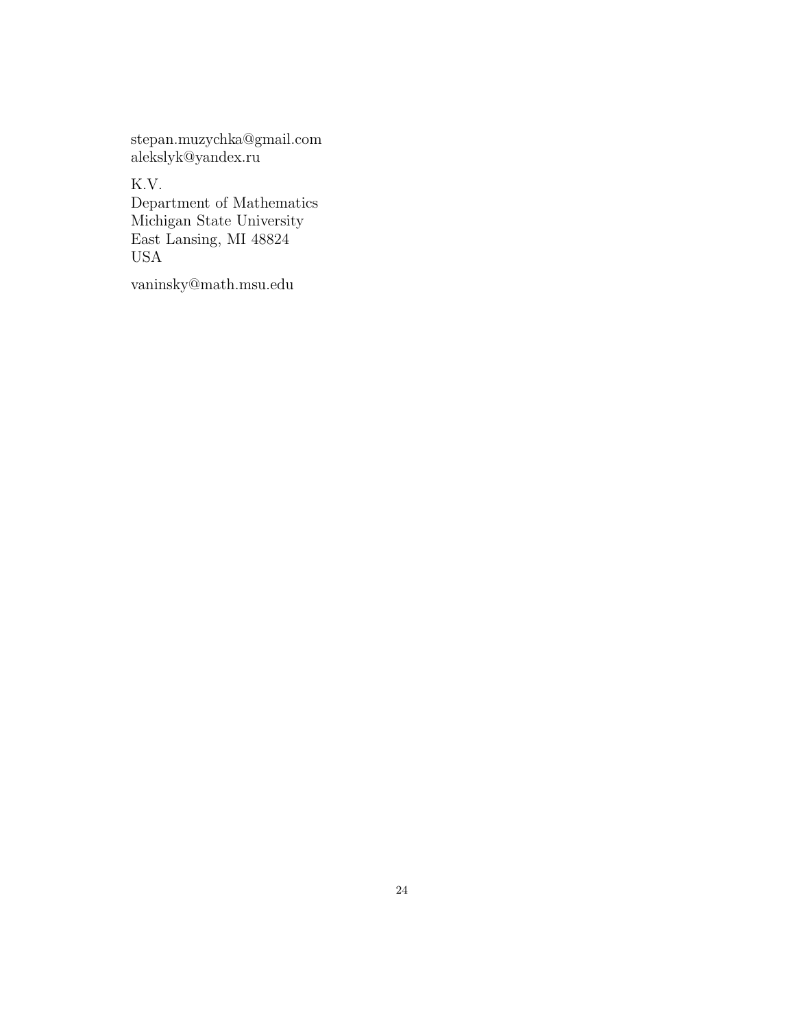stepan.muzychka@gmail.com
alekslyk@yandex.ru

K.V.
Department of Mathematics
Michigan State University
East Lansing, MI 48824
USA

vaninsky@math.msu.edu